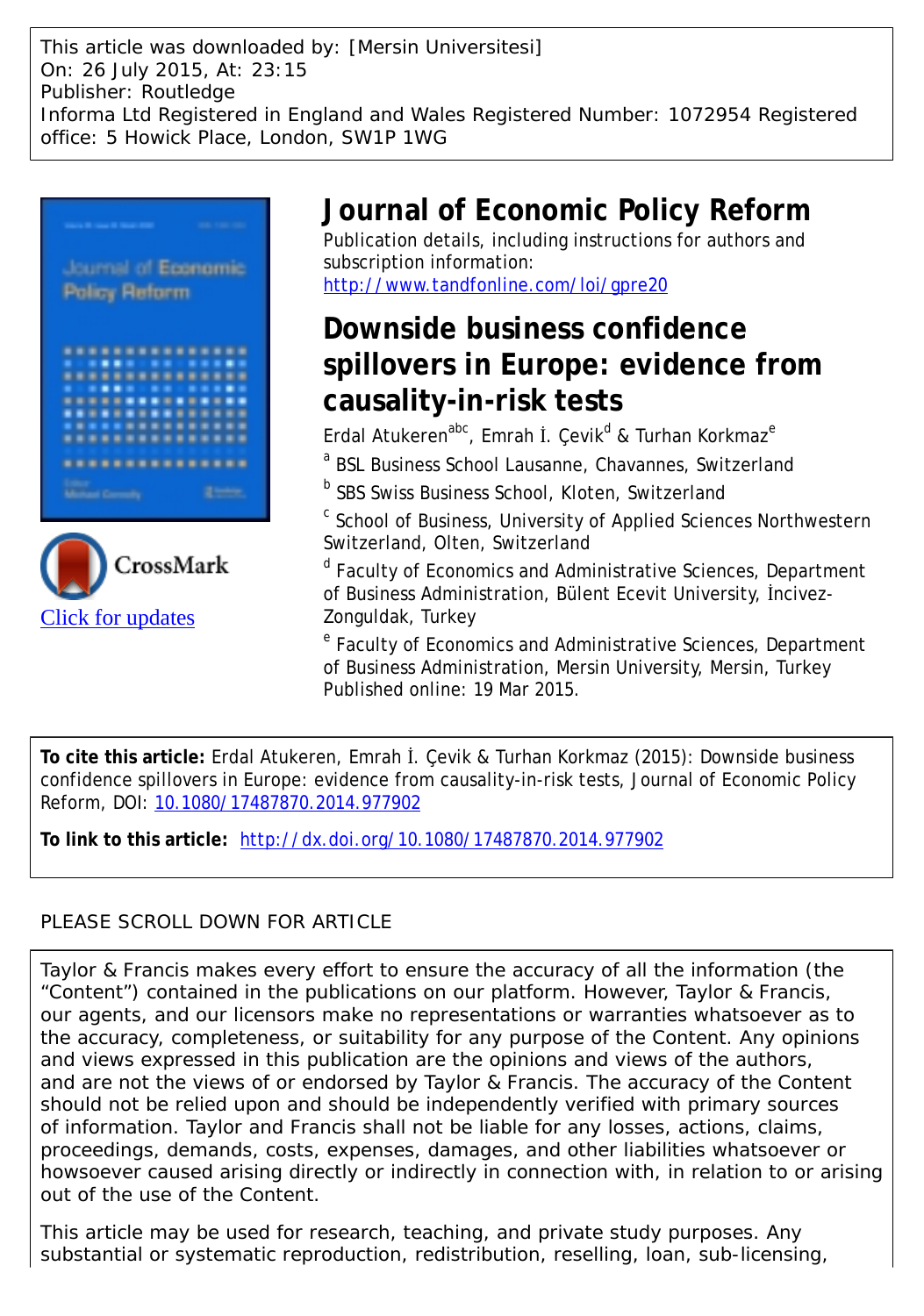This article was downloaded by: [Mersin Universitesi]
On: 26 July 2015, At: 23:15
Publisher: Routledge
Informa Ltd Registered in England and Wales Registered Number: 1072954 Registered office: 5 Howick Place, London, SW1P 1WG

# Journal of Economic Policy Reform

Publication details, including instructions for authors and subscription information:
http://www.tandfonline.com/loi/gpre20

## Downside business confidence spillovers in Europe: evidence from causality-in-risk tests

Erdal Atukeren[abc], Emrah İ. Çevik[d] & Turhan Korkmaz[e]

[a] BSL Business School Lausanne, Chavannes, Switzerland

[b] SBS Swiss Business School, Kloten, Switzerland

[c] School of Business, University of Applied Sciences Northwestern Switzerland, Olten, Switzerland

[d] Faculty of Economics and Administrative Sciences, Department of Business Administration, Bülent Ecevit University, İncivez-Zonguldak, Turkey

[e] Faculty of Economics and Administrative Sciences, Department of Business Administration, Mersin University, Mersin, Turkey

Published online: 19 Mar 2015.

Click for updates

**To cite this article:** Erdal Atukeren, Emrah İ. Çevik & Turhan Korkmaz (2015): Downside business confidence spillovers in Europe: evidence from causality-in-risk tests, Journal of Economic Policy Reform, DOI: 10.1080/17487870.2014.977902

**To link to this article:** http://dx.doi.org/10.1080/17487870.2014.977902

PLEASE SCROLL DOWN FOR ARTICLE

Taylor & Francis makes every effort to ensure the accuracy of all the information (the "Content") contained in the publications on our platform. However, Taylor & Francis, our agents, and our licensors make no representations or warranties whatsoever as to the accuracy, completeness, or suitability for any purpose of the Content. Any opinions and views expressed in this publication are the opinions and views of the authors, and are not the views of or endorsed by Taylor & Francis. The accuracy of the Content should not be relied upon and should be independently verified with primary sources of information. Taylor and Francis shall not be liable for any losses, actions, claims, proceedings, demands, costs, expenses, damages, and other liabilities whatsoever or howsoever caused arising directly or indirectly in connection with, in relation to or arising out of the use of the Content.

This article may be used for research, teaching, and private study purposes. Any substantial or systematic reproduction, redistribution, reselling, loan, sub-licensing,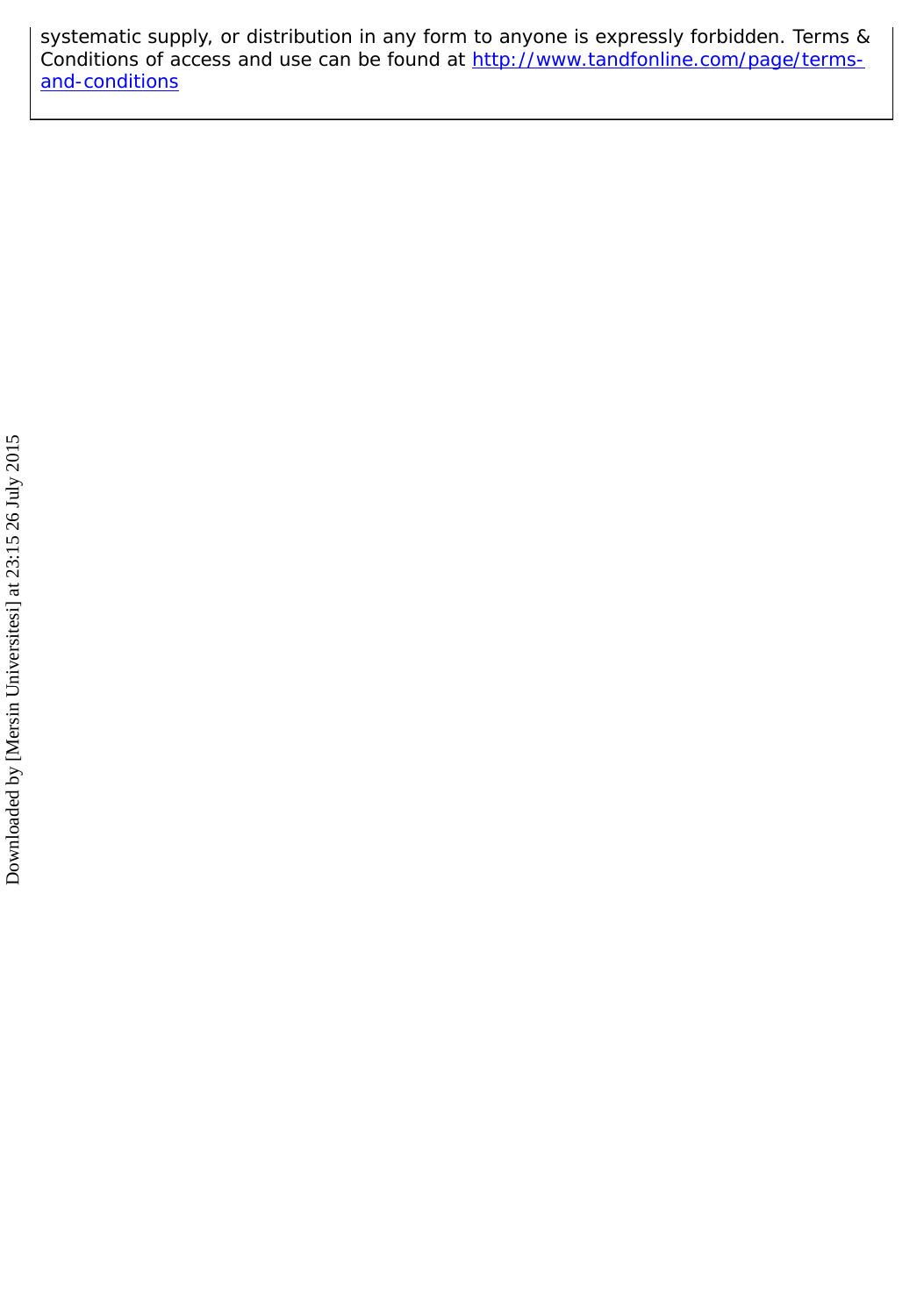systematic supply, or distribution in any form to anyone is expressly forbidden. Terms & Conditions of access and use can be found at http://www.tandfonline.com/page/terms-and-conditions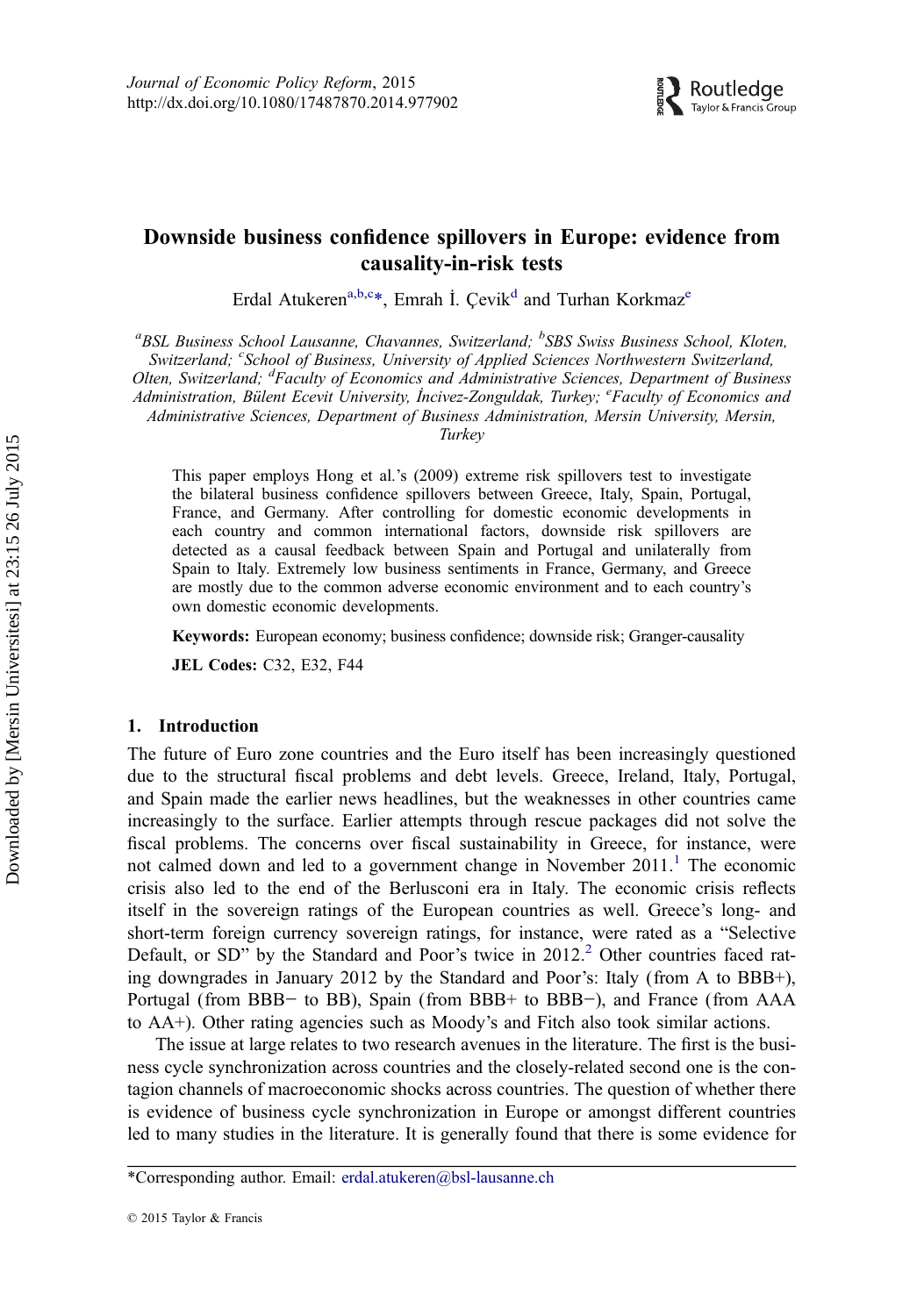# Downside business confidence spillovers in Europe: evidence from causality-in-risk tests

Erdal Atukeren[a,b,c*], Emrah İ. Çevik[d] and Turhan Korkmaz[e]

[a]BSL Business School Lausanne, Chavannes, Switzerland; [b]SBS Swiss Business School, Kloten, Switzerland; [c]School of Business, University of Applied Sciences Northwestern Switzerland, Olten, Switzerland; [d]Faculty of Economics and Administrative Sciences, Department of Business Administration, Bülent Ecevit University, İncivez-Zonguldak, Turkey; [e]Faculty of Economics and Administrative Sciences, Department of Business Administration, Mersin University, Mersin, Turkey

This paper employs Hong et al.'s (2009) extreme risk spillovers test to investigate the bilateral business confidence spillovers between Greece, Italy, Spain, Portugal, France, and Germany. After controlling for domestic economic developments in each country and common international factors, downside risk spillovers are detected as a causal feedback between Spain and Portugal and unilaterally from Spain to Italy. Extremely low business sentiments in France, Germany, and Greece are mostly due to the common adverse economic environment and to each country's own domestic economic developments.

**Keywords:** European economy; business confidence; downside risk; Granger-causality

**JEL Codes:** C32, E32, F44

## 1. Introduction

The future of Euro zone countries and the Euro itself has been increasingly questioned due to the structural fiscal problems and debt levels. Greece, Ireland, Italy, Portugal, and Spain made the earlier news headlines, but the weaknesses in other countries came increasingly to the surface. Earlier attempts through rescue packages did not solve the fiscal problems. The concerns over fiscal sustainability in Greece, for instance, were not calmed down and led to a government change in November 2011.[1] The economic crisis also led to the end of the Berlusconi era in Italy. The economic crisis reflects itself in the sovereign ratings of the European countries as well. Greece's long- and short-term foreign currency sovereign ratings, for instance, were rated as a "Selective Default, or SD" by the Standard and Poor's twice in 2012.[2] Other countries faced rating downgrades in January 2012 by the Standard and Poor's: Italy (from A to BBB+), Portugal (from BBB− to BB), Spain (from BBB+ to BBB−), and France (from AAA to AA+). Other rating agencies such as Moody's and Fitch also took similar actions.

The issue at large relates to two research avenues in the literature. The first is the business cycle synchronization across countries and the closely-related second one is the contagion channels of macroeconomic shocks across countries. The question of whether there is evidence of business cycle synchronization in Europe or amongst different countries led to many studies in the literature. It is generally found that there is some evidence for

*Corresponding author. Email: erdal.atukeren@bsl-lausanne.ch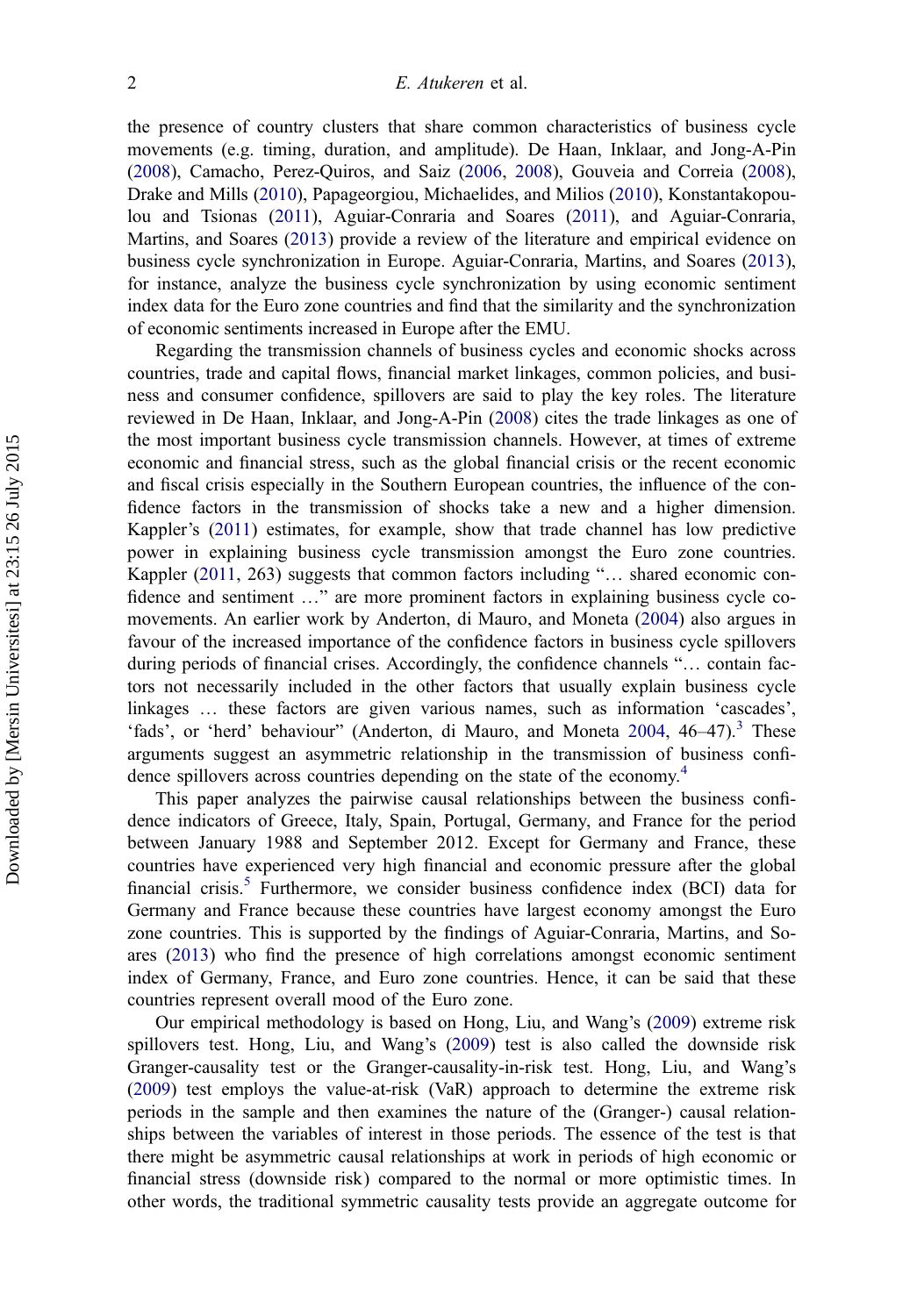the presence of country clusters that share common characteristics of business cycle movements (e.g. timing, duration, and amplitude). De Haan, Inklaar, and Jong-A-Pin (2008), Camacho, Perez-Quiros, and Saiz (2006, 2008), Gouveia and Correia (2008), Drake and Mills (2010), Papageorgiou, Michaelides, and Milios (2010), Konstantakopoulou and Tsionas (2011), Aguiar-Conraria and Soares (2011), and Aguiar-Conraria, Martins, and Soares (2013) provide a review of the literature and empirical evidence on business cycle synchronization in Europe. Aguiar-Conraria, Martins, and Soares (2013), for instance, analyze the business cycle synchronization by using economic sentiment index data for the Euro zone countries and find that the similarity and the synchronization of economic sentiments increased in Europe after the EMU.

Regarding the transmission channels of business cycles and economic shocks across countries, trade and capital flows, financial market linkages, common policies, and business and consumer confidence, spillovers are said to play the key roles. The literature reviewed in De Haan, Inklaar, and Jong-A-Pin (2008) cites the trade linkages as one of the most important business cycle transmission channels. However, at times of extreme economic and financial stress, such as the global financial crisis or the recent economic and fiscal crisis especially in the Southern European countries, the influence of the confidence factors in the transmission of shocks take a new and a higher dimension. Kappler's (2011) estimates, for example, show that trade channel has low predictive power in explaining business cycle transmission amongst the Euro zone countries. Kappler (2011, 263) suggests that common factors including "… shared economic confidence and sentiment …" are more prominent factors in explaining business cycle co-movements. An earlier work by Anderton, di Mauro, and Moneta (2004) also argues in favour of the increased importance of the confidence factors in business cycle spillovers during periods of financial crises. Accordingly, the confidence channels "… contain factors not necessarily included in the other factors that usually explain business cycle linkages … these factors are given various names, such as information 'cascades', 'fads', or 'herd' behaviour" (Anderton, di Mauro, and Moneta 2004, 46–47).[3] These arguments suggest an asymmetric relationship in the transmission of business confidence spillovers across countries depending on the state of the economy.[4]

This paper analyzes the pairwise causal relationships between the business confidence indicators of Greece, Italy, Spain, Portugal, Germany, and France for the period between January 1988 and September 2012. Except for Germany and France, these countries have experienced very high financial and economic pressure after the global financial crisis.[5] Furthermore, we consider business confidence index (BCI) data for Germany and France because these countries have largest economy amongst the Euro zone countries. This is supported by the findings of Aguiar-Conraria, Martins, and Soares (2013) who find the presence of high correlations amongst economic sentiment index of Germany, France, and Euro zone countries. Hence, it can be said that these countries represent overall mood of the Euro zone.

Our empirical methodology is based on Hong, Liu, and Wang's (2009) extreme risk spillovers test. Hong, Liu, and Wang's (2009) test is also called the downside risk Granger-causality test or the Granger-causality-in-risk test. Hong, Liu, and Wang's (2009) test employs the value-at-risk (VaR) approach to determine the extreme risk periods in the sample and then examines the nature of the (Granger-) causal relationships between the variables of interest in those periods. The essence of the test is that there might be asymmetric causal relationships at work in periods of high economic or financial stress (downside risk) compared to the normal or more optimistic times. In other words, the traditional symmetric causality tests provide an aggregate outcome for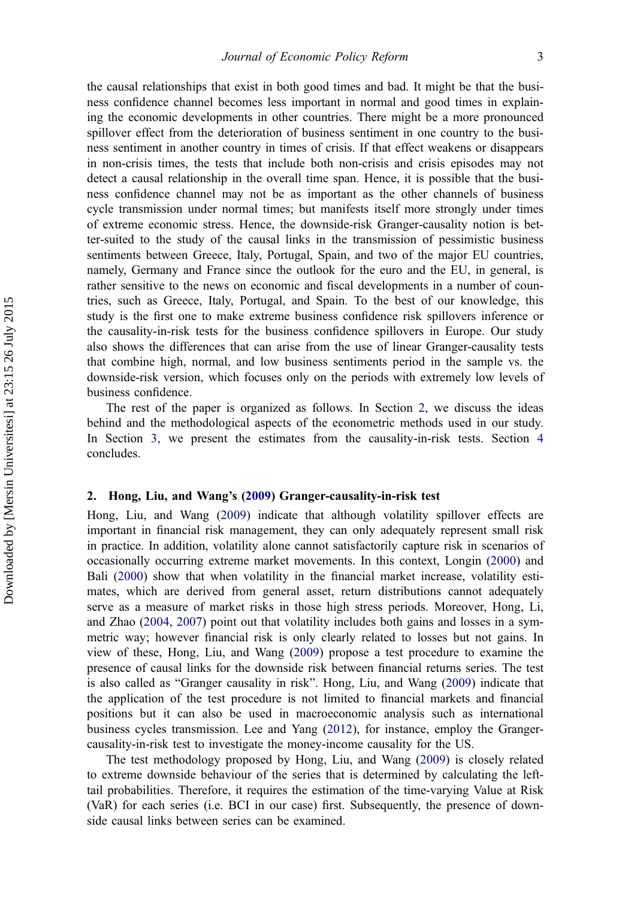the causal relationships that exist in both good times and bad. It might be that the business confidence channel becomes less important in normal and good times in explaining the economic developments in other countries. There might be a more pronounced spillover effect from the deterioration of business sentiment in one country to the business sentiment in another country in times of crisis. If that effect weakens or disappears in non-crisis times, the tests that include both non-crisis and crisis episodes may not detect a causal relationship in the overall time span. Hence, it is possible that the business confidence channel may not be as important as the other channels of business cycle transmission under normal times; but manifests itself more strongly under times of extreme economic stress. Hence, the downside-risk Granger-causality notion is better-suited to the study of the causal links in the transmission of pessimistic business sentiments between Greece, Italy, Portugal, Spain, and two of the major EU countries, namely, Germany and France since the outlook for the euro and the EU, in general, is rather sensitive to the news on economic and fiscal developments in a number of countries, such as Greece, Italy, Portugal, and Spain. To the best of our knowledge, this study is the first one to make extreme business confidence risk spillovers inference or the causality-in-risk tests for the business confidence spillovers in Europe. Our study also shows the differences that can arise from the use of linear Granger-causality tests that combine high, normal, and low business sentiments period in the sample vs. the downside-risk version, which focuses only on the periods with extremely low levels of business confidence.

The rest of the paper is organized as follows. In Section 2, we discuss the ideas behind and the methodological aspects of the econometric methods used in our study. In Section 3, we present the estimates from the causality-in-risk tests. Section 4 concludes.

## 2. Hong, Liu, and Wang's (2009) Granger-causality-in-risk test

Hong, Liu, and Wang (2009) indicate that although volatility spillover effects are important in financial risk management, they can only adequately represent small risk in practice. In addition, volatility alone cannot satisfactorily capture risk in scenarios of occasionally occurring extreme market movements. In this context, Longin (2000) and Bali (2000) show that when volatility in the financial market increase, volatility estimates, which are derived from general asset, return distributions cannot adequately serve as a measure of market risks in those high stress periods. Moreover, Hong, Li, and Zhao (2004, 2007) point out that volatility includes both gains and losses in a symmetric way; however financial risk is only clearly related to losses but not gains. In view of these, Hong, Liu, and Wang (2009) propose a test procedure to examine the presence of causal links for the downside risk between financial returns series. The test is also called as "Granger causality in risk". Hong, Liu, and Wang (2009) indicate that the application of the test procedure is not limited to financial markets and financial positions but it can also be used in macroeconomic analysis such as international business cycles transmission. Lee and Yang (2012), for instance, employ the Granger-causality-in-risk test to investigate the money-income causality for the US.

The test methodology proposed by Hong, Liu, and Wang (2009) is closely related to extreme downside behaviour of the series that is determined by calculating the left-tail probabilities. Therefore, it requires the estimation of the time-varying Value at Risk (VaR) for each series (i.e. BCI in our case) first. Subsequently, the presence of downside causal links between series can be examined.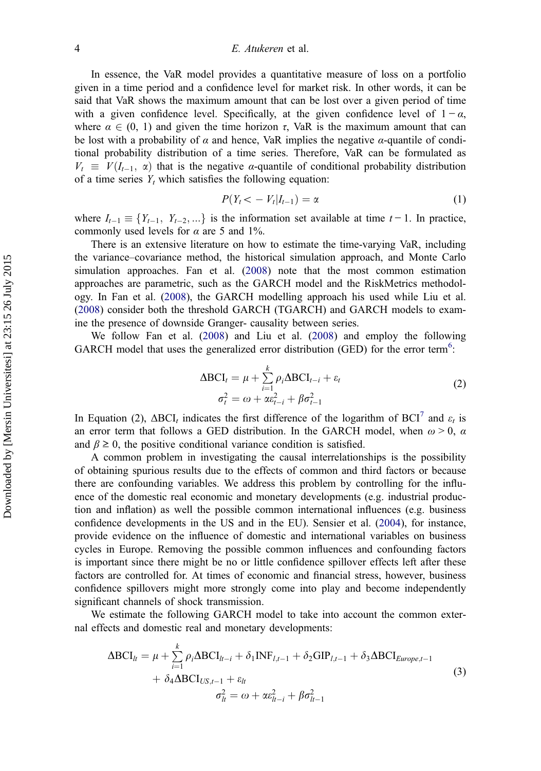In essence, the VaR model provides a quantitative measure of loss on a portfolio given in a time period and a confidence level for market risk. In other words, it can be said that VaR shows the maximum amount that can be lost over a given period of time with a given confidence level. Specifically, at the given confidence level of $1-\alpha$, where $\alpha \in (0, 1)$ and given the time horizon $\tau$, VaR is the maximum amount that can be lost with a probability of $\alpha$ and hence, VaR implies the negative $\alpha$-quantile of conditional probability distribution of a time series. Therefore, VaR can be formulated as $V_t \equiv V(I_{t-1}, \alpha)$ that is the negative $\alpha$-quantile of conditional probability distribution of a time series $Y_t$ which satisfies the following equation:

$$P(Y_t < -V_t | I_{t-1}) = \alpha \tag{1}$$

where $I_{t-1} \equiv \{Y_{t-1}, Y_{t-2}, \ldots\}$ is the information set available at time $t-1$. In practice, commonly used levels for $\alpha$ are 5 and 1%.

There is an extensive literature on how to estimate the time-varying VaR, including the variance–covariance method, the historical simulation approach, and Monte Carlo simulation approaches. Fan et al. (2008) note that the most common estimation approaches are parametric, such as the GARCH model and the RiskMetrics methodology. In Fan et al. (2008), the GARCH modelling approach his used while Liu et al. (2008) consider both the threshold GARCH (TGARCH) and GARCH models to examine the presence of downside Granger- causality between series.

We follow Fan et al. (2008) and Liu et al. (2008) and employ the following GARCH model that uses the generalized error distribution (GED) for the error term[6]:

$$\begin{aligned} \Delta \text{BCI}_t &= \mu + \sum_{i=1}^{k} \rho_i \Delta \text{BCI}_{t-i} + \varepsilon_t \\ \sigma_t^2 &= \omega + \alpha \varepsilon_{t-i}^2 + \beta \sigma_{t-1}^2 \end{aligned} \tag{2}$$

In Equation (2), $\Delta\text{BCI}_t$ indicates the first difference of the logarithm of BCI[7] and $\varepsilon_t$ is an error term that follows a GED distribution. In the GARCH model, when $\omega > 0$, $\alpha$ and $\beta \geq 0$, the positive conditional variance condition is satisfied.

A common problem in investigating the causal interrelationships is the possibility of obtaining spurious results due to the effects of common and third factors or because there are confounding variables. We address this problem by controlling for the influence of the domestic real economic and monetary developments (e.g. industrial production and inflation) as well the possible common international influences (e.g. business confidence developments in the US and in the EU). Sensier et al. (2004), for instance, provide evidence on the influence of domestic and international variables on business cycles in Europe. Removing the possible common influences and confounding factors is important since there might be no or little confidence spillover effects left after these factors are controlled for. At times of economic and financial stress, however, business confidence spillovers might more strongly come into play and become independently significant channels of shock transmission.

We estimate the following GARCH model to take into account the common external effects and domestic real and monetary developments:

$$\begin{aligned} \Delta \text{BCI}_{lt} = \mu + \sum_{i=1}^{k} \rho_i \Delta \text{BCI}_{lt-i} + \delta_1 \text{INF}_{l,t-1} + \delta_2 \text{GIP}_{l,t-1} + \delta_3 \Delta \text{BCI}_{Europe,t-1} \\ + \delta_4 \Delta \text{BCI}_{US,t-1} + \varepsilon_{lt} \\ \sigma_{lt}^2 = \omega + \alpha \varepsilon_{lt-i}^2 + \beta \sigma_{lt-1}^2 \end{aligned} \tag{3}$$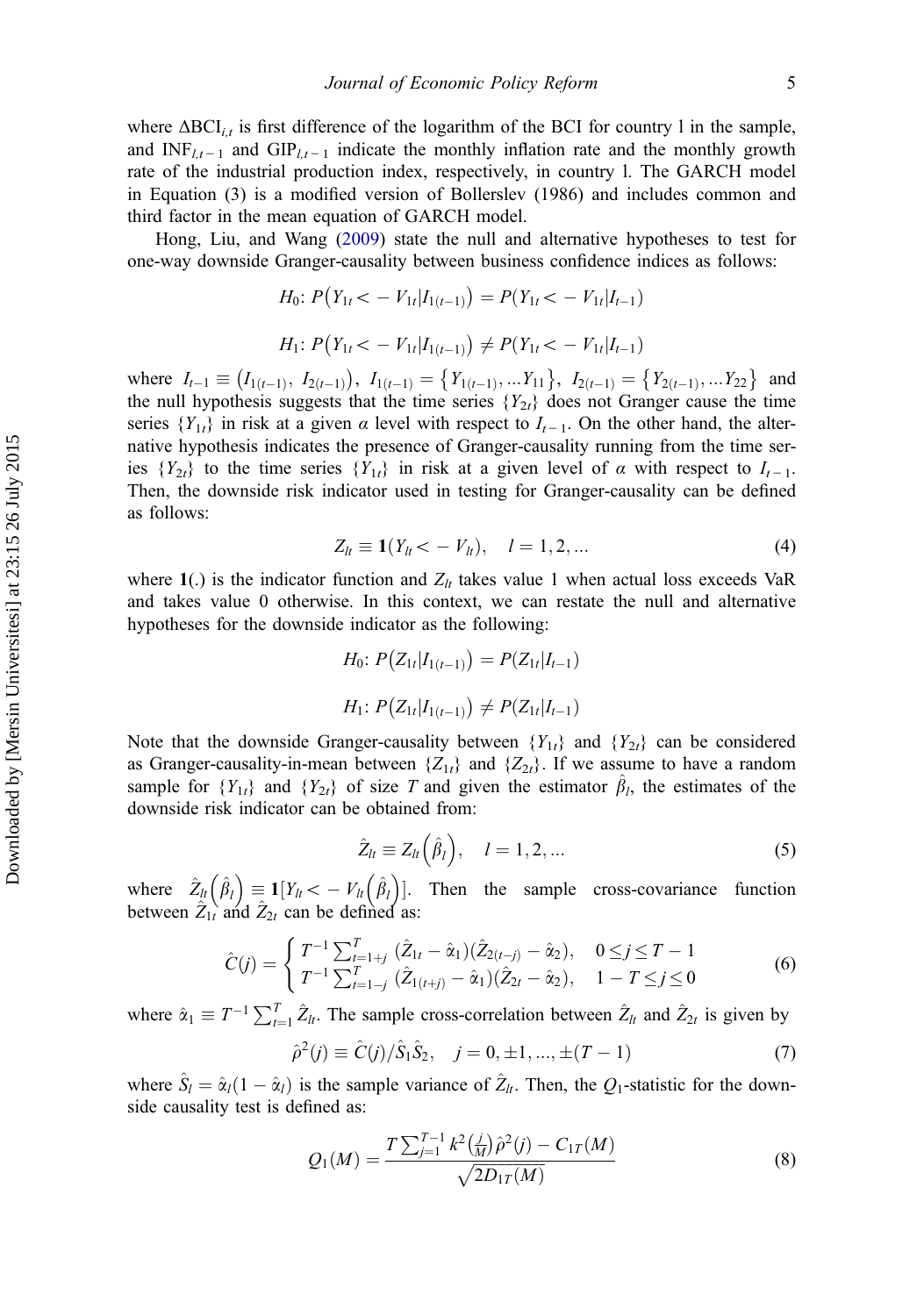where $\Delta \text{BCI}_{i,t}$ is first difference of the logarithm of the BCI for country l in the sample, and $\text{INF}_{l,t-1}$ and $\text{GIP}_{l,t-1}$ indicate the monthly inflation rate and the monthly growth rate of the industrial production index, respectively, in country l. The GARCH model in Equation (3) is a modified version of Bollerslev (1986) and includes common and third factor in the mean equation of GARCH model.

Hong, Liu, and Wang (2009) state the null and alternative hypotheses to test for one-way downside Granger-causality between business confidence indices as follows:

$$H_0\colon P\left(Y_{1t} < -V_{1t} | I_{1(t-1)}\right) = P(Y_{1t} < -V_{1t} | I_{t-1})$$

$$H_1\colon P\left(Y_{1t} < -V_{1t} | I_{1(t-1)}\right) \neq P(Y_{1t} < -V_{1t} | I_{t-1})$$

where $I_{t-1} \equiv \left(I_{1(t-1)},\ I_{2(t-1)}\right),\ I_{1(t-1)} = \left\{Y_{1(t-1)}, \ldots Y_{11}\right\},\ I_{2(t-1)} = \left\{Y_{2(t-1)}, \ldots Y_{22}\right\}$ and the null hypothesis suggests that the time series $\{Y_{2t}\}$ does not Granger cause the time series $\{Y_{1t}\}$ in risk at a given $\alpha$ level with respect to $I_{t-1}$. On the other hand, the alternative hypothesis indicates the presence of Granger-causality running from the time series $\{Y_{2t}\}$ to the time series $\{Y_{1t}\}$ in risk at a given level of $\alpha$ with respect to $I_{t-1}$. Then, the downside risk indicator used in testing for Granger-causality can be defined as follows:

$$Z_{lt} \equiv \mathbf{1}(Y_{lt} < -V_{lt}), \quad l = 1, 2, \ldots \tag{4}$$

where $\mathbf{1}(.)$ is the indicator function and $Z_{lt}$ takes value 1 when actual loss exceeds VaR and takes value 0 otherwise. In this context, we can restate the null and alternative hypotheses for the downside indicator as the following:

$$H_0\colon P\left(Z_{1t} | I_{1(t-1)}\right) = P(Z_{1t} | I_{t-1})$$

$$H_1\colon P\left(Z_{1t} | I_{1(t-1)}\right) \neq P(Z_{1t} | I_{t-1})$$

Note that the downside Granger-causality between $\{Y_{1t}\}$ and $\{Y_{2t}\}$ can be considered as Granger-causality-in-mean between $\{Z_{1t}\}$ and $\{Z_{2t}\}$. If we assume to have a random sample for $\{Y_{1t}\}$ and $\{Y_{2t}\}$ of size $T$ and given the estimator $\hat{\beta}_l$, the estimates of the downside risk indicator can be obtained from:

$$\hat{Z}_{lt} \equiv Z_{lt}\left(\hat{\beta}_l\right), \quad l = 1, 2, \ldots \tag{5}$$

where $\hat{Z}_{lt}\left(\hat{\beta}_l\right) \equiv \mathbf{1}\left[Y_{lt} < -V_{lt}\left(\hat{\beta}_l\right)\right]$. Then the sample cross-covariance function between $\hat{Z}_{1t}$ and $\hat{Z}_{2t}$ can be defined as:

$$\hat{C}(j) = \begin{cases} T^{-1}\sum_{t=1+j}^{T}\left(\hat{Z}_{1t} - \hat{\alpha}_1\right)\left(\hat{Z}_{2(t-j)} - \hat{\alpha}_2\right), & 0 \leq j \leq T-1 \\ T^{-1}\sum_{t=1-j}^{T}\left(\hat{Z}_{1(t+j)} - \hat{\alpha}_1\right)\left(\hat{Z}_{2t} - \hat{\alpha}_2\right), & 1-T \leq j \leq 0 \end{cases} \tag{6}$$

where $\hat{\alpha}_1 \equiv T^{-1}\sum_{t=1}^{T}\hat{Z}_{lt}$. The sample cross-correlation between $\hat{Z}_{lt}$ and $\hat{Z}_{2t}$ is given by

$$\hat{\rho}^2(j) \equiv \hat{C}(j)/\hat{S}_1\hat{S}_2, \quad j = 0, \pm 1, \ldots, \pm(T-1) \tag{7}$$

where $\hat{S}_l = \hat{\alpha}_l(1 - \hat{\alpha}_l)$ is the sample variance of $\hat{Z}_{lt}$. Then, the $Q_1$-statistic for the downside causality test is defined as:

$$Q_1(M) = \frac{T\sum_{j=1}^{T-1} k^2\left(\frac{j}{M}\right)\hat{\rho}^2(j) - C_{1T}(M)}{\sqrt{2D_{1T}(M)}} \tag{8}$$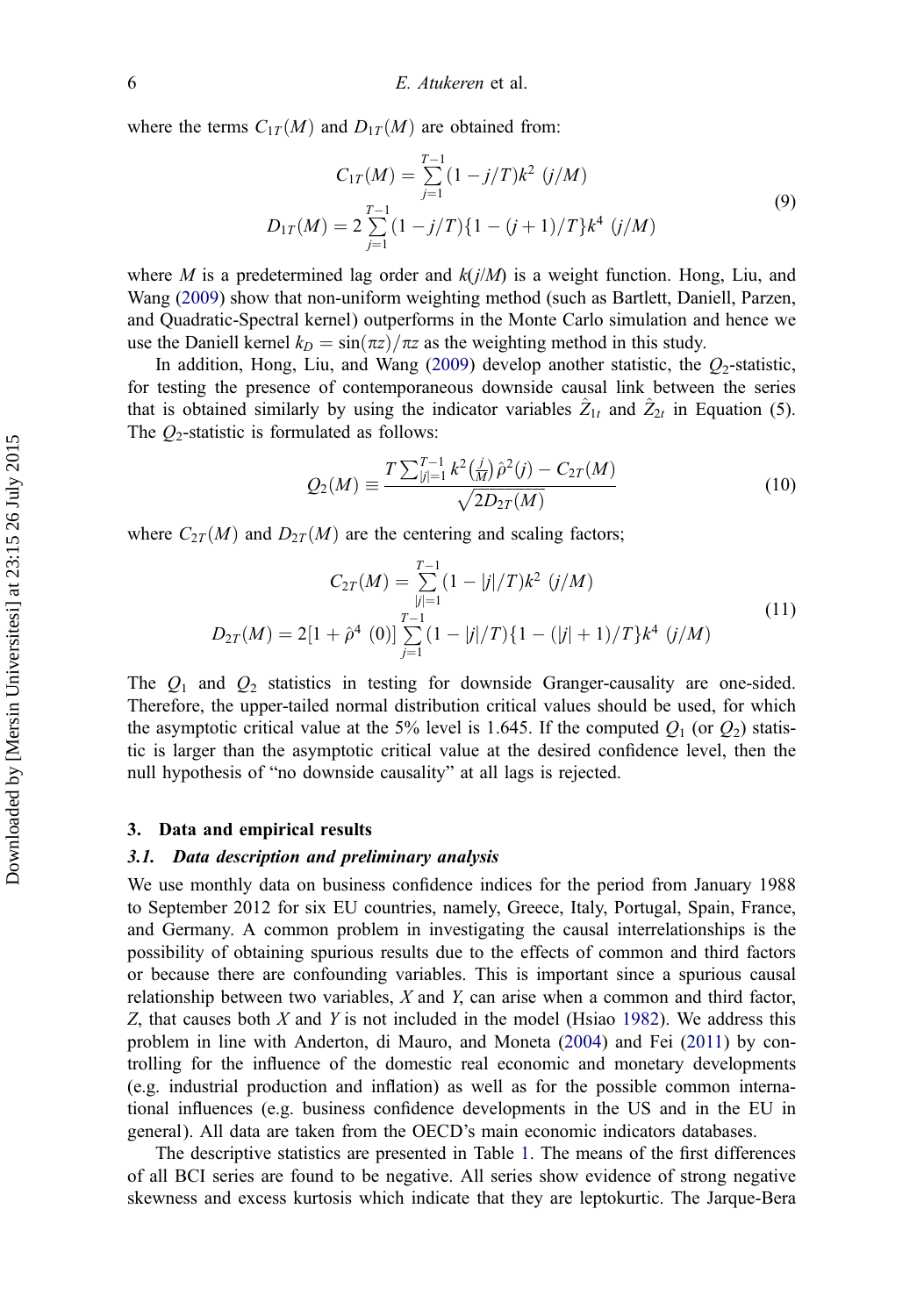where the terms $C_{1T}(M)$ and $D_{1T}(M)$ are obtained from:

$$C_{1T}(M) = \sum_{j=1}^{T-1} (1 - j/T) k^2 \ (j/M)$$
$$D_{1T}(M) = 2 \sum_{j=1}^{T-1} (1 - j/T)\{1 - (j+1)/T\} k^4 \ (j/M) \tag{9}$$

where $M$ is a predetermined lag order and $k(j/M)$ is a weight function. Hong, Liu, and Wang (2009) show that non-uniform weighting method (such as Bartlett, Daniell, Parzen, and Quadratic-Spectral kernel) outperforms in the Monte Carlo simulation and hence we use the Daniell kernel $k_D = \sin(\pi z)/\pi z$ as the weighting method in this study.

In addition, Hong, Liu, and Wang (2009) develop another statistic, the $Q_2$-statistic, for testing the presence of contemporaneous downside causal link between the series that is obtained similarly by using the indicator variables $\hat{Z}_{1t}$ and $\hat{Z}_{2t}$ in Equation (5). The $Q_2$-statistic is formulated as follows:

$$Q_2(M) \equiv \frac{T \sum_{|j|=1}^{T-1} k^2\left(\frac{j}{M}\right) \hat{\rho}^2(j) - C_{2T}(M)}{\sqrt{2 D_{2T}(M)}} \tag{10}$$

where $C_{2T}(M)$ and $D_{2T}(M)$ are the centering and scaling factors;

$$C_{2T}(M) = \sum_{|j|=1}^{T-1} (1 - |j|/T) k^2 \ (j/M)$$
$$D_{2T}(M) = 2[1 + \hat{\rho}^4 \ (0)] \sum_{j=1}^{T-1} (1 - |j|/T)\{1 - (|j|+1)/T\} k^4 \ (j/M) \tag{11}$$

The $Q_1$ and $Q_2$ statistics in testing for downside Granger-causality are one-sided. Therefore, the upper-tailed normal distribution critical values should be used, for which the asymptotic critical value at the 5% level is 1.645. If the computed $Q_1$ (or $Q_2$) statistic is larger than the asymptotic critical value at the desired confidence level, then the null hypothesis of "no downside causality" at all lags is rejected.

## 3. Data and empirical results

### 3.1. *Data description and preliminary analysis*

We use monthly data on business confidence indices for the period from January 1988 to September 2012 for six EU countries, namely, Greece, Italy, Portugal, Spain, France, and Germany. A common problem in investigating the causal interrelationships is the possibility of obtaining spurious results due to the effects of common and third factors or because there are confounding variables. This is important since a spurious causal relationship between two variables, *X* and *Y*, can arise when a common and third factor, *Z*, that causes both *X* and *Y* is not included in the model (Hsiao 1982). We address this problem in line with Anderton, di Mauro, and Moneta (2004) and Fei (2011) by controlling for the influence of the domestic real economic and monetary developments (e.g. industrial production and inflation) as well as for the possible common international influences (e.g. business confidence developments in the US and in the EU in general). All data are taken from the OECD's main economic indicators databases.

The descriptive statistics are presented in Table 1. The means of the first differences of all BCI series are found to be negative. All series show evidence of strong negative skewness and excess kurtosis which indicate that they are leptokurtic. The Jarque-Bera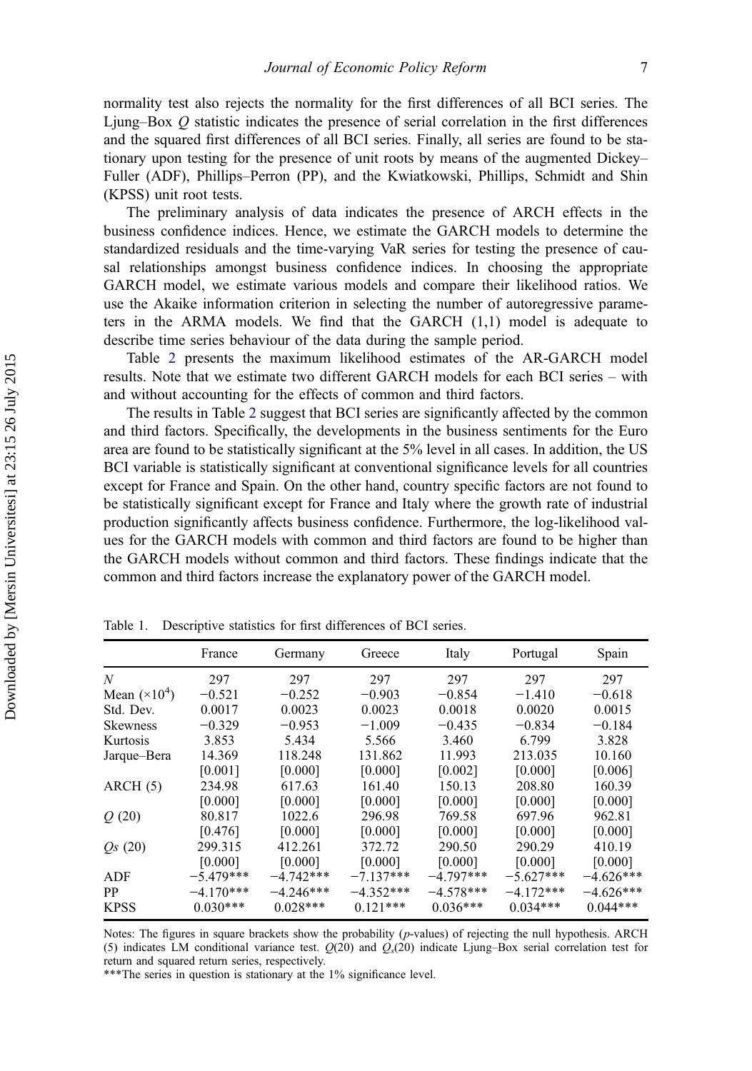normality test also rejects the normality for the first differences of all BCI series. The Ljung–Box $Q$ statistic indicates the presence of serial correlation in the first differences and the squared first differences of all BCI series. Finally, all series are found to be stationary upon testing for the presence of unit roots by means of the augmented Dickey–Fuller (ADF), Phillips–Perron (PP), and the Kwiatkowski, Phillips, Schmidt and Shin (KPSS) unit root tests.

The preliminary analysis of data indicates the presence of ARCH effects in the business confidence indices. Hence, we estimate the GARCH models to determine the standardized residuals and the time-varying VaR series for testing the presence of causal relationships amongst business confidence indices. In choosing the appropriate GARCH model, we estimate various models and compare their likelihood ratios. We use the Akaike information criterion in selecting the number of autoregressive parameters in the ARMA models. We find that the GARCH (1,1) model is adequate to describe time series behaviour of the data during the sample period.

Table 2 presents the maximum likelihood estimates of the AR-GARCH model results. Note that we estimate two different GARCH models for each BCI series – with and without accounting for the effects of common and third factors.

The results in Table 2 suggest that BCI series are significantly affected by the common and third factors. Specifically, the developments in the business sentiments for the Euro area are found to be statistically significant at the 5% level in all cases. In addition, the US BCI variable is statistically significant at conventional significance levels for all countries except for France and Spain. On the other hand, country specific factors are not found to be statistically significant except for France and Italy where the growth rate of industrial production significantly affects business confidence. Furthermore, the log-likelihood values for the GARCH models with common and third factors are found to be higher than the GARCH models without common and third factors. These findings indicate that the common and third factors increase the explanatory power of the GARCH model.

Table 1. Descriptive statistics for first differences of BCI series.

| | France | Germany | Greece | Italy | Portugal | Spain |
|---|---|---|---|---|---|---|
| $N$ | 297 | 297 | 297 | 297 | 297 | 297 |
| Mean ($\times 10^4$) | −0.521 | −0.252 | −0.903 | −0.854 | −1.410 | −0.618 |
| Std. Dev. | 0.0017 | 0.0023 | 0.0023 | 0.0018 | 0.0020 | 0.0015 |
| Skewness | −0.329 | −0.953 | −1.009 | −0.435 | −0.834 | −0.184 |
| Kurtosis | 3.853 | 5.434 | 5.566 | 3.460 | 6.799 | 3.828 |
| Jarque–Bera | 14.369 | 118.248 | 131.862 | 11.993 | 213.035 | 10.160 |
| | [0.001] | [0.000] | [0.000] | [0.002] | [0.000] | [0.006] |
| ARCH (5) | 234.98 | 617.63 | 161.40 | 150.13 | 208.80 | 160.39 |
| | [0.000] | [0.000] | [0.000] | [0.000] | [0.000] | [0.000] |
| $Q$ (20) | 80.817 | 1022.6 | 296.98 | 769.58 | 697.96 | 962.81 |
| | [0.476] | [0.000] | [0.000] | [0.000] | [0.000] | [0.000] |
| $Qs$ (20) | 299.315 | 412.261 | 372.72 | 290.50 | 290.29 | 410.19 |
| | [0.000] | [0.000] | [0.000] | [0.000] | [0.000] | [0.000] |
| ADF | −5.479*** | −4.742*** | −7.137*** | −4.797*** | −5.627*** | −4.626*** |
| PP | −4.170*** | −4.246*** | −4.352*** | −4.578*** | −4.172*** | −4.626*** |
| KPSS | 0.030*** | 0.028*** | 0.121*** | 0.036*** | 0.034*** | 0.044*** |

Notes: The figures in square brackets show the probability ($p$-values) of rejecting the null hypothesis. ARCH (5) indicates LM conditional variance test. $Q(20)$ and $Q_s(20)$ indicate Ljung–Box serial correlation test for return and squared return series, respectively.

***The series in question is stationary at the 1% significance level.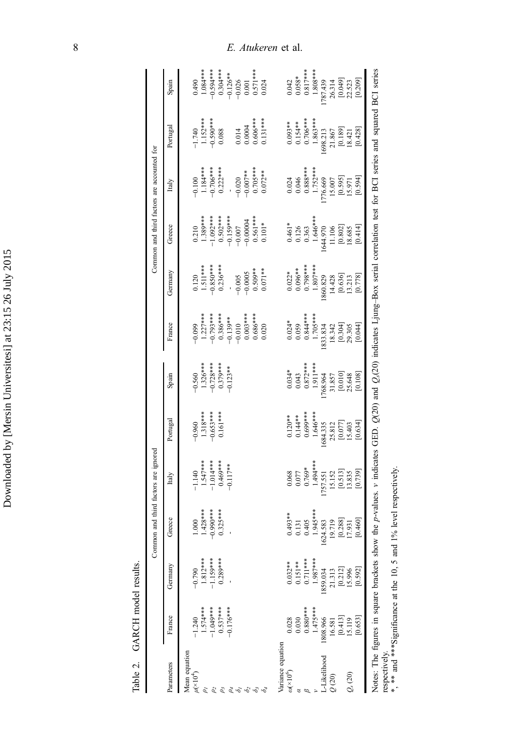Table 2. GARCH model results.

| Parameters | Common and third factors are ignored | | | | | Common and third factors are accounted for | | | | |
|---|---|---|---|---|---|---|---|---|---|---|
| | France | Germany | Greece | Italy | Portugal | Spain | France | Germany | Greece | Italy | Portugal | Spain |
| Mean equation | | | | | | | | | | | | |
| $\mu(\times 10^4)$ | −1.240 | −0.790 | 1.000 | −1.140 | −0.960 | −0.560 | −0.099 | 0.120 | 0.210 | −0.100 | −1.740 | 0.490 |
| $\rho_1$ | 1.574*** | 1.812*** | 1.428*** | 1.547*** | 1.318*** | 1.326*** | 1.227*** | 1.511*** | 1.389*** | 1.184*** | 1.152*** | 1.084*** |
| $\rho_2$ | −1.049*** | −1.159*** | −0.990*** | −1.014*** | −0.653*** | −0.728*** | −0.793*** | −0.850*** | −1.092*** | −0.706*** | −0.590*** | −0.594*** |
| $\rho_3$ | 0.537*** | 0.289*** | 0.325*** | 0.469*** | 0.161*** | 0.379*** | 0.386*** | 0.236*** | 0.502*** | 0.222*** | 0.088 | 0.304*** |
| $\rho_4$ | −0.176*** | - | - | −0.117** | | −0.123** | −0.139** | - | −0.159*** | - | | −0.126** |
| $\delta_1$ | | | | | | | −0.010 | −0.005 | −0.007 | −0.020 | 0.014 | −0.026 |
| $\delta_2$ | | | | | | | 0.003*** | −0.0005 | −0.00004 | −0.007** | 0.0004 | 0.001 |
| $\delta_3$ | | | | | | | 0.686*** | 0.509** | 0.561*** | 0.705*** | 0.606*** | 0.571*** |
| $\delta_4$ | | | | | | | 0.020 | 0.071** | 0.101* | 0.072** | 0.131*** | 0.024 |
| Variance equation | | | | | | | | | | | | |
| $\omega(\times 10^6)$ | 0.028 | 0.032** | 0.493** | 0.068 | 0.120** | 0.034* | 0.024* | 0.022* | 0.461* | 0.024 | 0.093** | 0.042 |
| $\alpha$ | 0.030 | 0.151** | 0.131 | 0.077 | 0.144** | 0.043 | 0.059 | 0.096** | 0.126 | 0.046 | 0.154** | 0.058* |
| $\beta$ | 0.880*** | 0.711*** | 0.405 | 0.769* | 0.699*** | 0.872*** | 0.844*** | 0.798*** | 0.363 | 0.888*** | 0.706*** | 0.817*** |
| $v$ | 1.475*** | 1.987*** | 1.945*** | 1.494*** | 1.646*** | 1.911*** | 1.705*** | 1.807*** | 1.646*** | 1.752*** | 1.863*** | 1.808*** |
| L-Likelihood | 1808.966 | 1859.034 | 1624.583 | 1757.551 | 1684.335 | 1768.964 | 1833.834 | 1860.829 | 1644.970 | 1776.669 | 1698.213 | 1787.439 |
| $Q$ (20) | 16.581 | 21.313 | 19.719 | 15.152 | 25.812 | 31.857 | 18.342 | 14.428 | 11.106 | 15.007 | 21.867 | 26.314 |
| | [0.413] | [0.212] | [0.288] | [0.513] | [0.077] | [0.010] | [0.304] | [0.636] | [0.802] | [0.595] | [0.189] | [0.049] |
| $Q_s$ (20) | 15.119 | 15.996 | 17.931 | 13.835 | 15.403 | 25.648 | 29.305 | 13.213 | 18.685 | 15.971 | 18.421 | 22.523 |
| | [0.653] | [0.592] | [0.460] | [0.739] | [0.634] | [0.108] | [0.044] | [0.778] | [0.414] | [0.594] | [0.428] | [0.209] |

Notes: The figures in square brackets show the $p$-values. $v$ indicates GED. $Q$(20) and $Q_s$(20) indicates Ljung–Box serial correlation test for BCI series and squared BCI series respectively.

*, ** and ***Significance at the 10, 5 and 1% level respectively.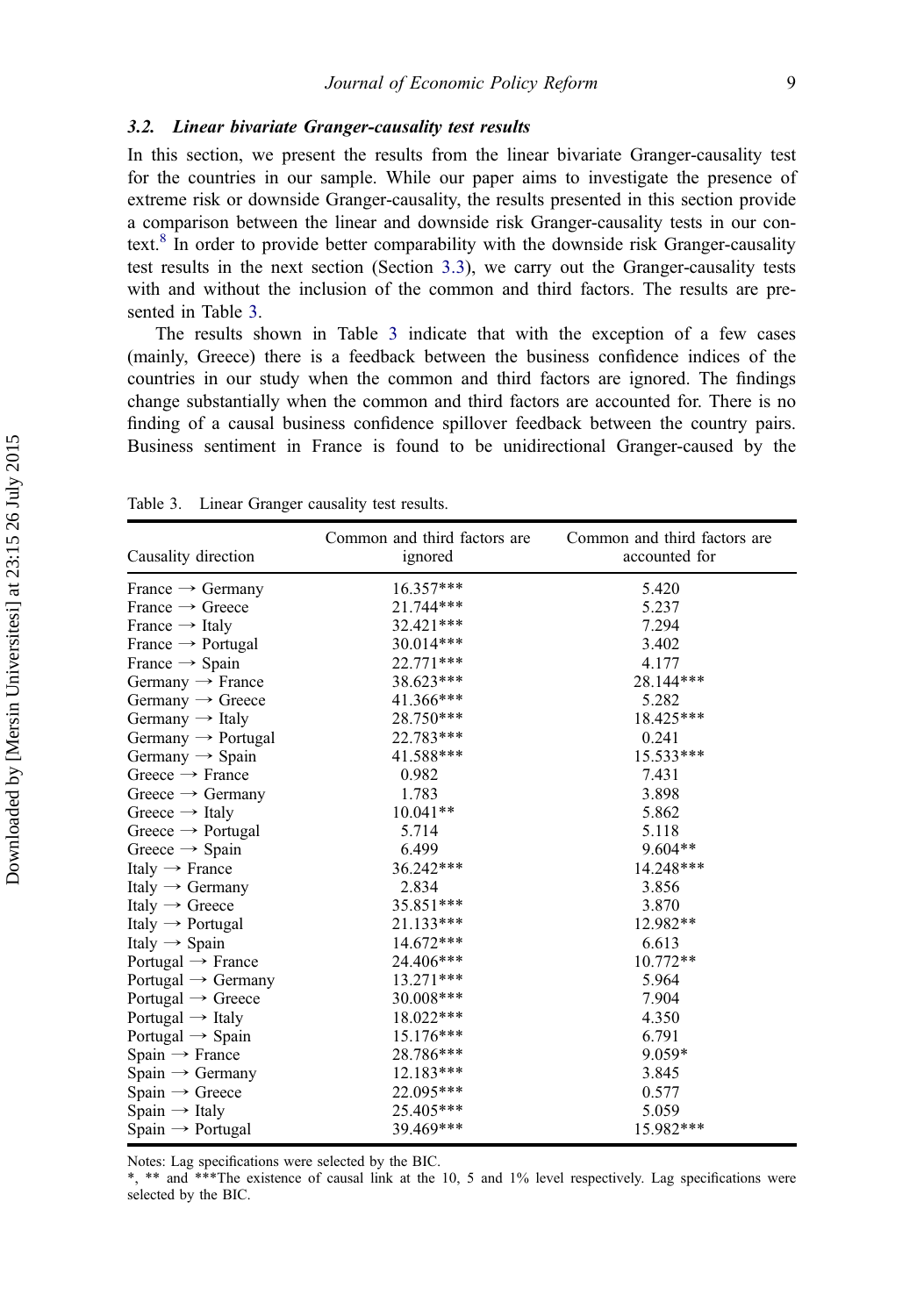### 3.2. *Linear bivariate Granger-causality test results*

In this section, we present the results from the linear bivariate Granger-causality test for the countries in our sample. While our paper aims to investigate the presence of extreme risk or downside Granger-causality, the results presented in this section provide a comparison between the linear and downside risk Granger-causality tests in our context.[8] In order to provide better comparability with the downside risk Granger-causality test results in the next section (Section 3.3), we carry out the Granger-causality tests with and without the inclusion of the common and third factors. The results are presented in Table 3.

The results shown in Table 3 indicate that with the exception of a few cases (mainly, Greece) there is a feedback between the business confidence indices of the countries in our study when the common and third factors are ignored. The findings change substantially when the common and third factors are accounted for. There is no finding of a causal business confidence spillover feedback between the country pairs. Business sentiment in France is found to be unidirectional Granger-caused by the

Table 3. Linear Granger causality test results.

| Causality direction | Common and third factors are ignored | Common and third factors are accounted for |
|---|---|---|
| France → Germany | 16.357*** | 5.420 |
| France → Greece | 21.744*** | 5.237 |
| France → Italy | 32.421*** | 7.294 |
| France → Portugal | 30.014*** | 3.402 |
| France → Spain | 22.771*** | 4.177 |
| Germany → France | 38.623*** | 28.144*** |
| Germany → Greece | 41.366*** | 5.282 |
| Germany → Italy | 28.750*** | 18.425*** |
| Germany → Portugal | 22.783*** | 0.241 |
| Germany → Spain | 41.588*** | 15.533*** |
| Greece → France | 0.982 | 7.431 |
| Greece → Germany | 1.783 | 3.898 |
| Greece → Italy | 10.041** | 5.862 |
| Greece → Portugal | 5.714 | 5.118 |
| Greece → Spain | 6.499 | 9.604** |
| Italy → France | 36.242*** | 14.248*** |
| Italy → Germany | 2.834 | 3.856 |
| Italy → Greece | 35.851*** | 3.870 |
| Italy → Portugal | 21.133*** | 12.982** |
| Italy → Spain | 14.672*** | 6.613 |
| Portugal → France | 24.406*** | 10.772** |
| Portugal → Germany | 13.271*** | 5.964 |
| Portugal → Greece | 30.008*** | 7.904 |
| Portugal → Italy | 18.022*** | 4.350 |
| Portugal → Spain | 15.176*** | 6.791 |
| Spain → France | 28.786*** | 9.059* |
| Spain → Germany | 12.183*** | 3.845 |
| Spain → Greece | 22.095*** | 0.577 |
| Spain → Italy | 25.405*** | 5.059 |
| Spain → Portugal | 39.469*** | 15.982*** |

Notes: Lag specifications were selected by the BIC.

*, ** and ***The existence of causal link at the 10, 5 and 1% level respectively. Lag specifications were selected by the BIC.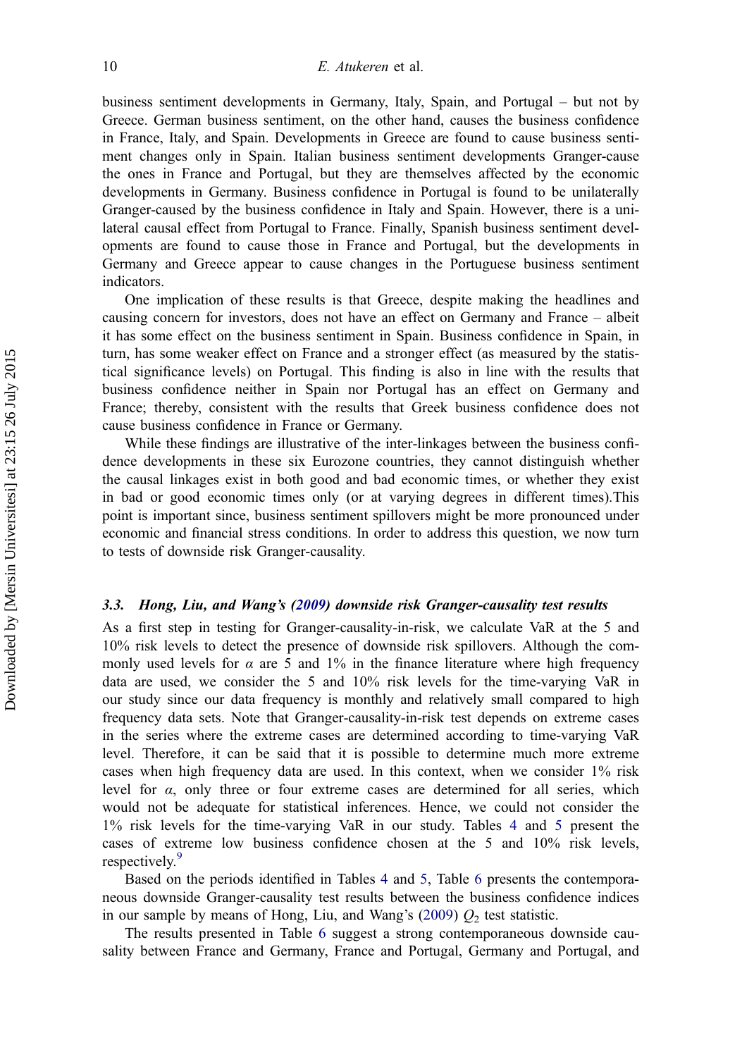business sentiment developments in Germany, Italy, Spain, and Portugal – but not by Greece. German business sentiment, on the other hand, causes the business confidence in France, Italy, and Spain. Developments in Greece are found to cause business sentiment changes only in Spain. Italian business sentiment developments Granger-cause the ones in France and Portugal, but they are themselves affected by the economic developments in Germany. Business confidence in Portugal is found to be unilaterally Granger-caused by the business confidence in Italy and Spain. However, there is a unilateral causal effect from Portugal to France. Finally, Spanish business sentiment developments are found to cause those in France and Portugal, but the developments in Germany and Greece appear to cause changes in the Portuguese business sentiment indicators.

One implication of these results is that Greece, despite making the headlines and causing concern for investors, does not have an effect on Germany and France – albeit it has some effect on the business sentiment in Spain. Business confidence in Spain, in turn, has some weaker effect on France and a stronger effect (as measured by the statistical significance levels) on Portugal. This finding is also in line with the results that business confidence neither in Spain nor Portugal has an effect on Germany and France; thereby, consistent with the results that Greek business confidence does not cause business confidence in France or Germany.

While these findings are illustrative of the inter-linkages between the business confidence developments in these six Eurozone countries, they cannot distinguish whether the causal linkages exist in both good and bad economic times, or whether they exist in bad or good economic times only (or at varying degrees in different times).This point is important since, business sentiment spillovers might be more pronounced under economic and financial stress conditions. In order to address this question, we now turn to tests of downside risk Granger-causality.

### 3.3. *Hong, Liu, and Wang's (2009) downside risk Granger-causality test results*

As a first step in testing for Granger-causality-in-risk, we calculate VaR at the 5 and 10% risk levels to detect the presence of downside risk spillovers. Although the commonly used levels for $\alpha$ are 5 and 1% in the finance literature where high frequency data are used, we consider the 5 and 10% risk levels for the time-varying VaR in our study since our data frequency is monthly and relatively small compared to high frequency data sets. Note that Granger-causality-in-risk test depends on extreme cases in the series where the extreme cases are determined according to time-varying VaR level. Therefore, it can be said that it is possible to determine much more extreme cases when high frequency data are used. In this context, when we consider 1% risk level for $\alpha$, only three or four extreme cases are determined for all series, which would not be adequate for statistical inferences. Hence, we could not consider the 1% risk levels for the time-varying VaR in our study. Tables 4 and 5 present the cases of extreme low business confidence chosen at the 5 and 10% risk levels, respectively.[9]

Based on the periods identified in Tables 4 and 5, Table 6 presents the contemporaneous downside Granger-causality test results between the business confidence indices in our sample by means of Hong, Liu, and Wang's (2009) $Q_2$ test statistic.

The results presented in Table 6 suggest a strong contemporaneous downside causality between France and Germany, France and Portugal, Germany and Portugal, and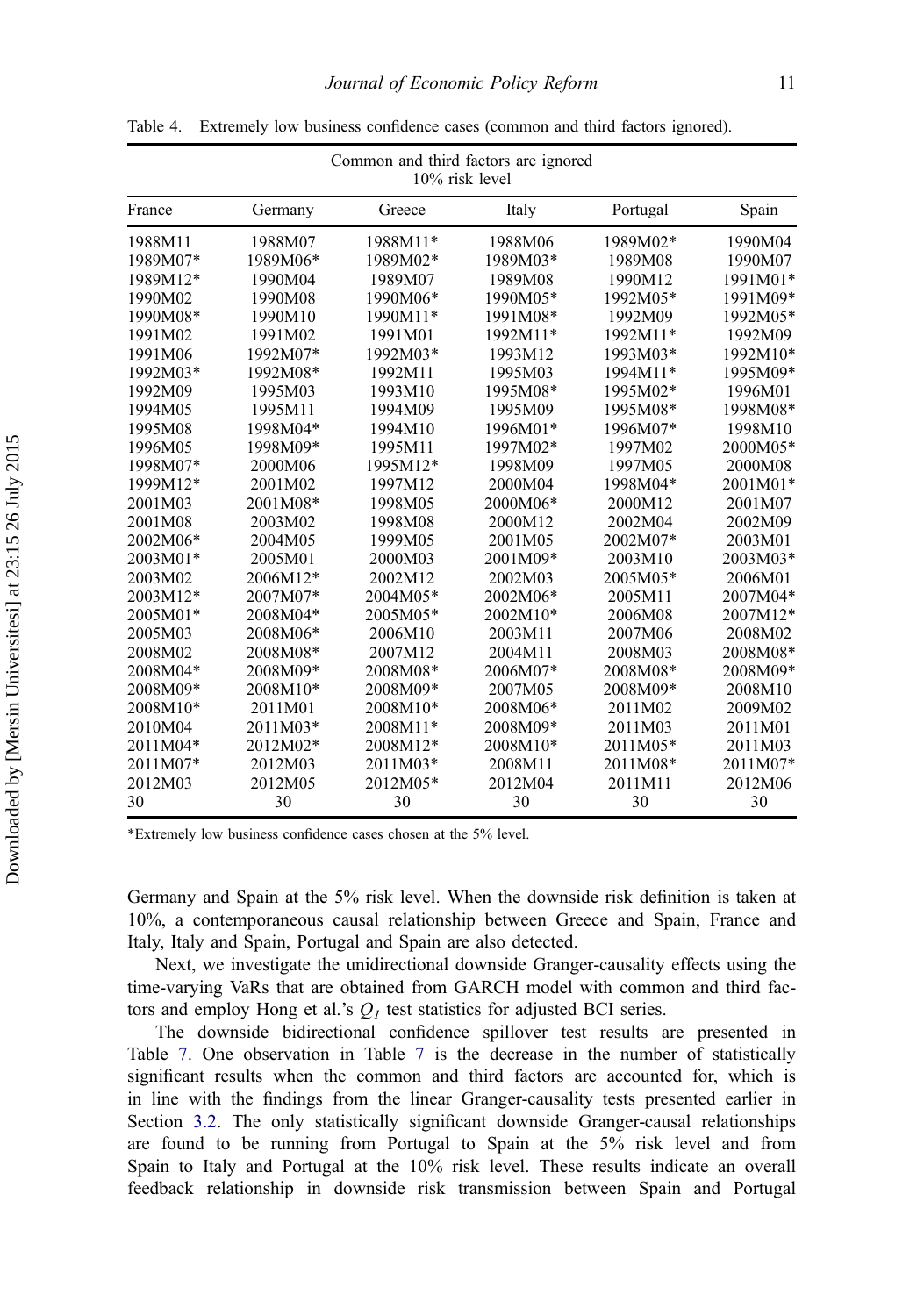Table 4. Extremely low business confidence cases (common and third factors ignored).

| Common and third factors are ignored 10% risk level | | | | | |
|---|---|---|---|---|---|
| France | Germany | Greece | Italy | Portugal | Spain |
| 1988M11 | 1988M07 | 1988M11* | 1988M06 | 1989M02* | 1990M04 |
| 1989M07* | 1989M06* | 1989M02* | 1989M03* | 1989M08 | 1990M07 |
| 1989M12* | 1990M04 | 1989M07 | 1989M08 | 1990M12 | 1991M01* |
| 1990M02 | 1990M08 | 1990M06* | 1990M05* | 1992M05* | 1991M09* |
| 1990M08* | 1990M10 | 1990M11* | 1991M08* | 1992M09 | 1992M05* |
| 1991M02 | 1991M02 | 1991M01 | 1992M11* | 1992M11* | 1992M09 |
| 1991M06 | 1992M07* | 1992M03* | 1993M12 | 1993M03* | 1992M10* |
| 1992M03* | 1992M08* | 1992M11 | 1995M03 | 1994M11* | 1995M09* |
| 1992M09 | 1995M03 | 1993M10 | 1995M08* | 1995M02* | 1996M01 |
| 1994M05 | 1995M11 | 1994M09 | 1995M09 | 1995M08* | 1998M08* |
| 1995M08 | 1998M04* | 1994M10 | 1996M01* | 1996M07* | 1998M10 |
| 1996M05 | 1998M09* | 1995M11 | 1997M02* | 1997M02 | 2000M05* |
| 1998M07* | 2000M06 | 1995M12* | 1998M09 | 1997M05 | 2000M08 |
| 1999M12* | 2001M02 | 1997M12 | 2000M04 | 1998M04* | 2001M01* |
| 2001M03 | 2001M08* | 1998M05 | 2000M06* | 2000M12 | 2001M07 |
| 2001M08 | 2003M02 | 1998M08 | 2000M12 | 2002M04 | 2002M09 |
| 2002M06* | 2004M05 | 1999M05 | 2001M05 | 2002M07* | 2003M01 |
| 2003M01* | 2005M01 | 2000M03 | 2001M09* | 2003M10 | 2003M03* |
| 2003M02 | 2006M12* | 2002M12 | 2002M03 | 2005M05* | 2006M01 |
| 2003M12* | 2007M07* | 2004M05* | 2002M06* | 2005M11 | 2007M04* |
| 2005M01* | 2008M04* | 2005M05* | 2002M10* | 2006M08 | 2007M12* |
| 2005M03 | 2008M06* | 2006M10 | 2003M11 | 2007M06 | 2008M02 |
| 2008M02 | 2008M08* | 2007M12 | 2004M11 | 2008M03 | 2008M08* |
| 2008M04* | 2008M09* | 2008M08* | 2006M07* | 2008M08* | 2008M09* |
| 2008M09* | 2008M10* | 2008M09* | 2007M05 | 2008M09* | 2008M10 |
| 2008M10* | 2011M01 | 2008M10* | 2008M06* | 2011M02 | 2009M02 |
| 2010M04 | 2011M03* | 2008M11* | 2008M09* | 2011M03 | 2011M01 |
| 2011M04* | 2012M02* | 2008M12* | 2008M10* | 2011M05* | 2011M03 |
| 2011M07* | 2012M03 | 2011M03* | 2008M11 | 2011M08* | 2011M07* |
| 2012M03 | 2012M05 | 2012M05* | 2012M04 | 2011M11 | 2012M06 |
| 30 | 30 | 30 | 30 | 30 | 30 |

*Extremely low business confidence cases chosen at the 5% level.

Germany and Spain at the 5% risk level. When the downside risk definition is taken at 10%, a contemporaneous causal relationship between Greece and Spain, France and Italy, Italy and Spain, Portugal and Spain are also detected.

Next, we investigate the unidirectional downside Granger-causality effects using the time-varying VaRs that are obtained from GARCH model with common and third factors and employ Hong et al.'s $Q_1$ test statistics for adjusted BCI series.

The downside bidirectional confidence spillover test results are presented in Table 7. One observation in Table 7 is the decrease in the number of statistically significant results when the common and third factors are accounted for, which is in line with the findings from the linear Granger-causality tests presented earlier in Section 3.2. The only statistically significant downside Granger-causal relationships are found to be running from Portugal to Spain at the 5% risk level and from Spain to Italy and Portugal at the 10% risk level. These results indicate an overall feedback relationship in downside risk transmission between Spain and Portugal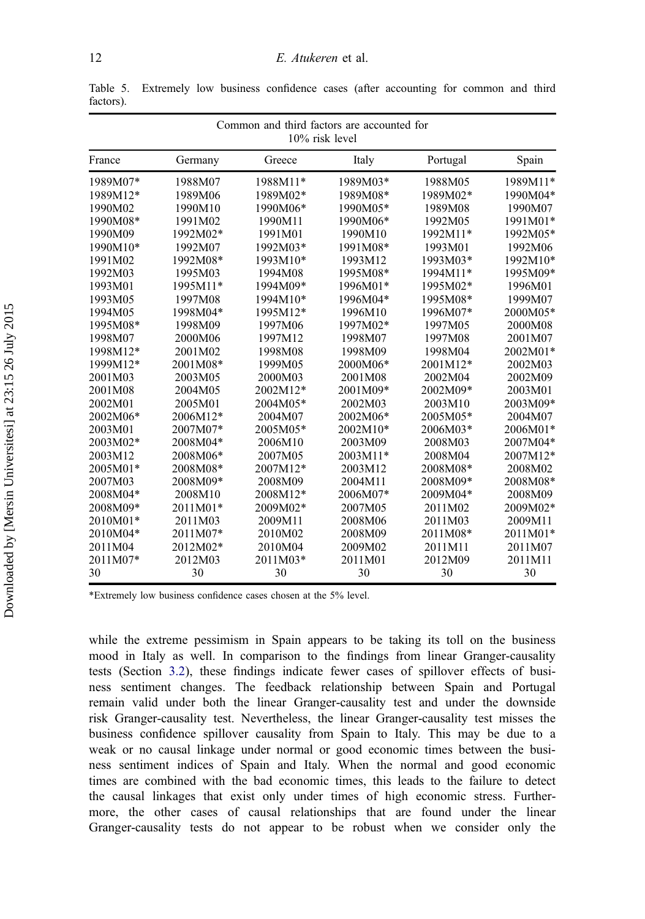Table 5. Extremely low business confidence cases (after accounting for common and third factors).

| Common and third factors are accounted for 10% risk level | | | | | |
|---|---|---|---|---|---|
| France | Germany | Greece | Italy | Portugal | Spain |
| 1989M07* | 1988M07 | 1988M11* | 1989M03* | 1988M05 | 1989M11* |
| 1989M12* | 1989M06 | 1989M02* | 1989M08* | 1989M02* | 1990M04* |
| 1990M02 | 1990M10 | 1990M06* | 1990M05* | 1989M08 | 1990M07 |
| 1990M08* | 1991M02 | 1990M11 | 1990M06* | 1992M05 | 1991M01* |
| 1990M09 | 1992M02* | 1991M01 | 1990M10 | 1992M11* | 1992M05* |
| 1990M10* | 1992M07 | 1992M03* | 1991M08* | 1993M01 | 1992M06 |
| 1991M02 | 1992M08* | 1993M10* | 1993M12 | 1993M03* | 1992M10* |
| 1992M03 | 1995M03 | 1994M08 | 1995M08* | 1994M11* | 1995M09* |
| 1993M01 | 1995M11* | 1994M09* | 1996M01* | 1995M02* | 1996M01 |
| 1993M05 | 1997M08 | 1994M10* | 1996M04* | 1995M08* | 1999M07 |
| 1994M05 | 1998M04* | 1995M12* | 1996M10 | 1996M07* | 2000M05* |
| 1995M08* | 1998M09 | 1997M06 | 1997M02* | 1997M05 | 2000M08 |
| 1998M07 | 2000M06 | 1997M12 | 1998M07 | 1997M08 | 2001M07 |
| 1998M12* | 2001M02 | 1998M08 | 1998M09 | 1998M04 | 2002M01* |
| 1999M12* | 2001M08* | 1999M05 | 2000M06* | 2001M12* | 2002M03 |
| 2001M03 | 2003M05 | 2000M03 | 2001M08 | 2002M04 | 2002M09 |
| 2001M08 | 2004M05 | 2002M12* | 2001M09* | 2002M09* | 2003M01 |
| 2002M01 | 2005M01 | 2004M05* | 2002M03 | 2003M10 | 2003M09* |
| 2002M06* | 2006M12* | 2004M07 | 2002M06* | 2005M05* | 2004M07 |
| 2003M01 | 2007M07* | 2005M05* | 2002M10* | 2006M03* | 2006M01* |
| 2003M02* | 2008M04* | 2006M10 | 2003M09 | 2008M03 | 2007M04* |
| 2003M12 | 2008M06* | 2007M05 | 2003M11* | 2008M04 | 2007M12* |
| 2005M01* | 2008M08* | 2007M12* | 2003M12 | 2008M08* | 2008M02 |
| 2007M03 | 2008M09* | 2008M09 | 2004M11 | 2008M09* | 2008M08* |
| 2008M04* | 2008M10 | 2008M12* | 2006M07* | 2009M04* | 2008M09 |
| 2008M09* | 2011M01* | 2009M02* | 2007M05 | 2011M02 | 2009M02* |
| 2010M01* | 2011M03 | 2009M11 | 2008M06 | 2011M03 | 2009M11 |
| 2010M04* | 2011M07* | 2010M02 | 2008M09 | 2011M08* | 2011M01* |
| 2011M04 | 2012M02* | 2010M04 | 2009M02 | 2011M11 | 2011M07 |
| 2011M07* | 2012M03 | 2011M03* | 2011M01 | 2012M09 | 2011M11 |
| 30 | 30 | 30 | 30 | 30 | 30 |

*Extremely low business confidence cases chosen at the 5% level.

while the extreme pessimism in Spain appears to be taking its toll on the business mood in Italy as well. In comparison to the findings from linear Granger-causality tests (Section 3.2), these findings indicate fewer cases of spillover effects of business sentiment changes. The feedback relationship between Spain and Portugal remain valid under both the linear Granger-causality test and under the downside risk Granger-causality test. Nevertheless, the linear Granger-causality test misses the business confidence spillover causality from Spain to Italy. This may be due to a weak or no causal linkage under normal or good economic times between the business sentiment indices of Spain and Italy. When the normal and good economic times are combined with the bad economic times, this leads to the failure to detect the causal linkages that exist only under times of high economic stress. Furthermore, the other cases of causal relationships that are found under the linear Granger-causality tests do not appear to be robust when we consider only the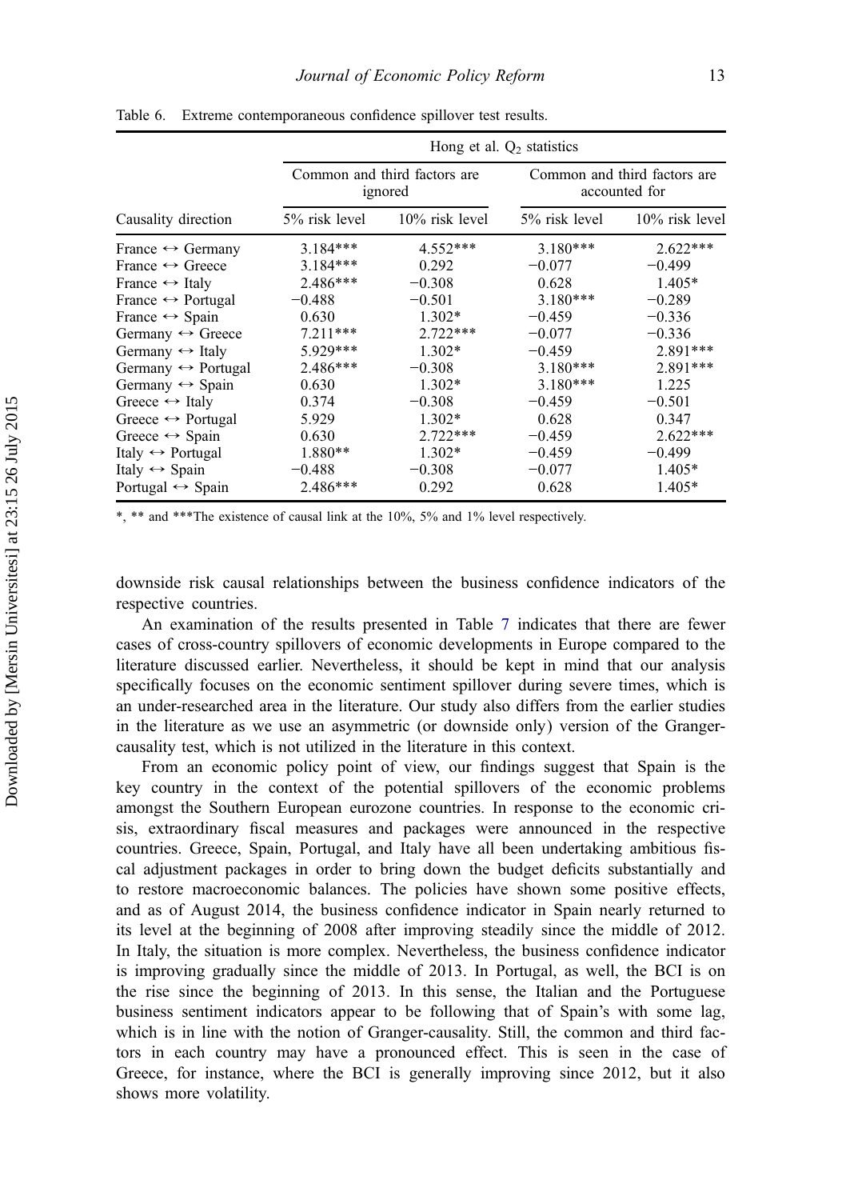Table 6. Extreme contemporaneous confidence spillover test results.

| | Hong et al. $Q_2$ statistics | | | |
|---|---|---|---|---|
| | Common and third factors are ignored | | Common and third factors are accounted for | |
| Causality direction | 5% risk level | 10% risk level | 5% risk level | 10% risk level |
| France ↔ Germany | 3.184*** | 4.552*** | 3.180*** | 2.622*** |
| France ↔ Greece | 3.184*** | 0.292 | −0.077 | −0.499 |
| France ↔ Italy | 2.486*** | −0.308 | 0.628 | 1.405* |
| France ↔ Portugal | −0.488 | −0.501 | 3.180*** | −0.289 |
| France ↔ Spain | 0.630 | 1.302* | −0.459 | −0.336 |
| Germany ↔ Greece | 7.211*** | 2.722*** | −0.077 | −0.336 |
| Germany ↔ Italy | 5.929*** | 1.302* | −0.459 | 2.891*** |
| Germany ↔ Portugal | 2.486*** | −0.308 | 3.180*** | 2.891*** |
| Germany ↔ Spain | 0.630 | 1.302* | 3.180*** | 1.225 |
| Greece ↔ Italy | 0.374 | −0.308 | −0.459 | −0.501 |
| Greece ↔ Portugal | 5.929 | 1.302* | 0.628 | 0.347 |
| Greece ↔ Spain | 0.630 | 2.722*** | −0.459 | 2.622*** |
| Italy ↔ Portugal | 1.880** | 1.302* | −0.459 | −0.499 |
| Italy ↔ Spain | −0.488 | −0.308 | −0.077 | 1.405* |
| Portugal ↔ Spain | 2.486*** | 0.292 | 0.628 | 1.405* |

*, ** and ***The existence of causal link at the 10%, 5% and 1% level respectively.

downside risk causal relationships between the business confidence indicators of the respective countries.

An examination of the results presented in Table 7 indicates that there are fewer cases of cross-country spillovers of economic developments in Europe compared to the literature discussed earlier. Nevertheless, it should be kept in mind that our analysis specifically focuses on the economic sentiment spillover during severe times, which is an under-researched area in the literature. Our study also differs from the earlier studies in the literature as we use an asymmetric (or downside only) version of the Granger-causality test, which is not utilized in the literature in this context.

From an economic policy point of view, our findings suggest that Spain is the key country in the context of the potential spillovers of the economic problems amongst the Southern European eurozone countries. In response to the economic crisis, extraordinary fiscal measures and packages were announced in the respective countries. Greece, Spain, Portugal, and Italy have all been undertaking ambitious fiscal adjustment packages in order to bring down the budget deficits substantially and to restore macroeconomic balances. The policies have shown some positive effects, and as of August 2014, the business confidence indicator in Spain nearly returned to its level at the beginning of 2008 after improving steadily since the middle of 2012. In Italy, the situation is more complex. Nevertheless, the business confidence indicator is improving gradually since the middle of 2013. In Portugal, as well, the BCI is on the rise since the beginning of 2013. In this sense, the Italian and the Portuguese business sentiment indicators appear to be following that of Spain's with some lag, which is in line with the notion of Granger-causality. Still, the common and third factors in each country may have a pronounced effect. This is seen in the case of Greece, for instance, where the BCI is generally improving since 2012, but it also shows more volatility.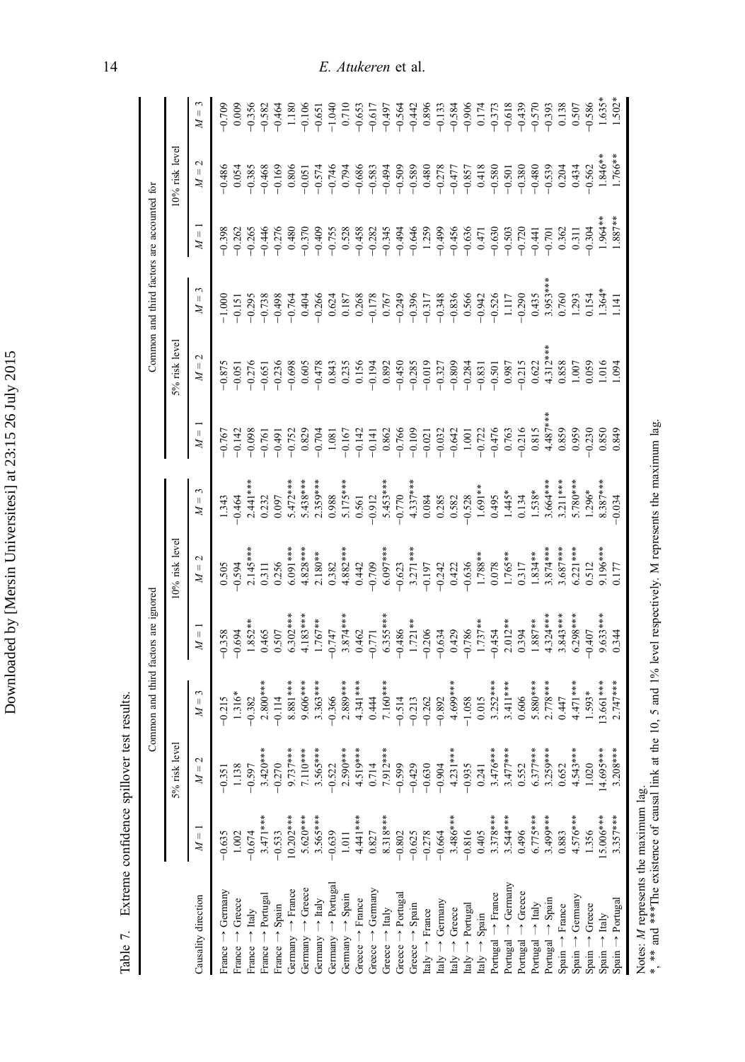Table 7. Extreme confidence spillover test results.

| Causality direction | Common and third factors are ignored | | | | | | Common and third factors are accounted for | | | | | |
|---|---|---|---|---|---|---|---|---|---|---|---|---|
| | 5% risk level | | | 10% risk level | | | 5% risk level | | | 10% risk level | | |
| | $M = 1$ | $M = 2$ | $M = 3$ | $M = 1$ | $M = 2$ | $M = 3$ | $M = 1$ | $M = 2$ | $M = 3$ | $M = 1$ | $M = 2$ | $M = 3$ |
| France → Germany | −0.635 | −0.351 | −0.215 | −0.358 | 0.505 | 1.343 | −0.767 | −0.875 | −1.000 | −0.398 | −0.486 | −0.709 |
| France → Greece | 1.002 | 1.138 | 1.316* | −0.694 | −0.594 | −0.464 | −0.142 | −0.051 | −0.151 | −0.262 | 0.054 | 0.009 |
| France → Italy | −0.674 | −0.597 | −0.382 | 1.852** | 2.145*** | 2.441*** | −0.098 | −0.276 | −0.295 | −0.265 | −0.385 | −0.356 |
| France → Portugal | 3.471*** | 3.420*** | 2.800*** | 0.465 | 0.311 | 0.232 | −0.761 | −0.651 | −0.738 | −0.446 | −0.468 | −0.582 |
| France → Spain | −0.533 | −0.270 | −0.114 | 0.507 | 0.256 | 0.097 | −0.491 | −0.236 | −0.498 | −0.276 | −0.169 | −0.464 |
| Germany → France | 10.202*** | 9.737*** | 8.881*** | 6.302*** | 6.091*** | 5.472*** | −0.752 | −0.698 | −0.764 | 0.480 | 0.806 | 1.180 |
| Germany → Greece | 5.620*** | 7.110*** | 9.606*** | 4.183*** | 4.828*** | 5.438*** | 0.829 | 0.605 | 0.404 | −0.370 | −0.051 | −0.106 |
| Germany → Italy | 3.565*** | 3.565*** | 3.363*** | 1.767** | 2.180** | 2.359*** | −0.704 | −0.478 | −0.266 | −0.409 | −0.574 | −0.651 |
| Germany → Portugal | −0.639 | −0.522 | −0.366 | −0.747 | 0.382 | 0.988 | 1.081 | 0.843 | 0.624 | −0.755 | −0.746 | −1.040 |
| Germany → Spain | 1.011 | 2.590*** | 2.889*** | 3.874*** | 4.882*** | 5.175*** | −0.167 | 0.235 | 0.187 | 0.528 | 0.794 | 0.710 |
| Greece → France | 4.441*** | 4.519*** | 4.341*** | 0.462 | 0.442 | 0.561 | −0.142 | 0.156 | 0.268 | −0.458 | −0.686 | −0.653 |
| Greece → Germany | 0.827 | 0.714 | 0.444 | −0.771 | −0.709 | −0.912 | −0.141 | −0.194 | −0.178 | −0.282 | −0.583 | −0.617 |
| Greece → Italy | 8.318*** | 7.912*** | 7.160*** | 6.355*** | 6.097*** | 5.453*** | 0.862 | 0.892 | 0.767 | −0.345 | −0.494 | −0.497 |
| Greece → Portugal | −0.802 | −0.599 | −0.514 | −0.486 | −0.623 | −0.770 | −0.766 | −0.450 | −0.249 | −0.494 | −0.509 | −0.564 |
| Greece → Spain | −0.625 | −0.429 | −0.213 | 1.721** | 3.271*** | 4.337*** | −0.109 | −0.285 | −0.396 | −0.646 | −0.589 | −0.442 |
| Italy → France | −0.278 | −0.630 | −0.262 | −0.206 | −0.197 | 0.084 | −0.021 | −0.019 | −0.317 | 1.259 | 0.480 | 0.896 |
| Italy → Germany | −0.664 | −0.904 | −0.892 | −0.634 | −0.242 | 0.285 | −0.032 | −0.327 | −0.348 | −0.499 | −0.278 | −0.133 |
| Italy → Greece | 3.486*** | 4.231*** | 4.699*** | 0.429 | 0.422 | 0.582 | −0.642 | −0.809 | −0.836 | −0.456 | −0.477 | −0.584 |
| Italy → Portugal | −0.816 | −0.935 | −1.058 | −0.786 | −0.636 | −0.528 | 1.001 | −0.284 | 0.566 | −0.636 | −0.857 | −0.906 |
| Italy → Spain | 0.405 | 0.241 | 0.015 | 1.737** | 1.788** | 1.691** | −0.722 | −0.831 | −0.942 | 0.471 | 0.418 | 0.174 |
| Portugal → France | 3.378*** | 3.476*** | 3.252*** | −0.454 | 0.078 | 0.495 | −0.476 | −0.501 | −0.526 | −0.630 | −0.580 | −0.373 |
| Portugal → Germany | 3.544*** | 3.477*** | 3.411*** | 2.012** | 1.765** | 1.445* | 0.763 | 0.987 | 1.117 | −0.503 | −0.501 | −0.618 |
| Portugal → Greece | 0.496 | 0.552 | 0.606 | 0.394 | 0.317 | 0.134 | −0.216 | −0.215 | −0.290 | −0.720 | −0.380 | −0.439 |
| Portugal → Italy | 6.775*** | 6.377*** | 5.880*** | 1.887** | 1.834** | 1.538* | 0.815 | 0.622 | 0.435 | −0.441 | −0.480 | −0.570 |
| Portugal → Spain | 3.499*** | 3.259*** | 2.778*** | 4.324*** | 3.874*** | 3.664*** | 4.487*** | 4.312*** | 3.953*** | −0.701 | −0.539 | −0.393 |
| Spain → France | 0.883 | 0.652 | 0.447 | 3.843*** | 3.687*** | 3.211*** | 0.859 | 0.858 | 0.760 | 0.362 | 0.204 | 0.138 |
| Spain → Germany | 4.576*** | 4.543*** | 4.471*** | 6.298*** | 6.221*** | 5.780*** | 0.959 | 1.007 | 1.293 | 0.311 | 0.434 | 0.507 |
| Spain → Greece | 1.356 | 1.020 | 1.593* | −0.407 | 0.512 | 1.296* | −0.230 | 0.059 | 0.154 | −0.304 | −0.562 | −0.586 |
| Spain → Italy | 15.006*** | 14.695*** | 13.661*** | 9.633*** | 9.196*** | 8.387*** | 0.850 | 1.016 | 1.364* | 1.964** | 1.846** | 1.635* |
| Spain → Portugal | 3.357*** | 3.208*** | 2.747*** | 0.344 | 0.177 | −0.034 | 0.849 | 1.094 | 1.141 | 1.887** | 1.766** | 1.502* |

Notes: $M$ represents the maximum lag.
*, ** and ***The existence of causal link at the 10, 5 and 1% level respectively. M represents the maximum lag.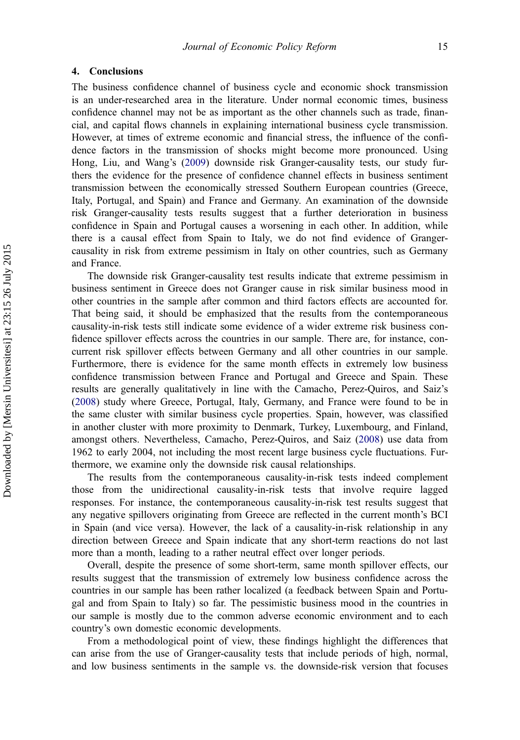## 4. Conclusions

The business confidence channel of business cycle and economic shock transmission is an under-researched area in the literature. Under normal economic times, business confidence channel may not be as important as the other channels such as trade, financial, and capital flows channels in explaining international business cycle transmission. However, at times of extreme economic and financial stress, the influence of the confidence factors in the transmission of shocks might become more pronounced. Using Hong, Liu, and Wang's (2009) downside risk Granger-causality tests, our study furthers the evidence for the presence of confidence channel effects in business sentiment transmission between the economically stressed Southern European countries (Greece, Italy, Portugal, and Spain) and France and Germany. An examination of the downside risk Granger-causality tests results suggest that a further deterioration in business confidence in Spain and Portugal causes a worsening in each other. In addition, while there is a causal effect from Spain to Italy, we do not find evidence of Granger-causality in risk from extreme pessimism in Italy on other countries, such as Germany and France.

The downside risk Granger-causality test results indicate that extreme pessimism in business sentiment in Greece does not Granger cause in risk similar business mood in other countries in the sample after common and third factors effects are accounted for. That being said, it should be emphasized that the results from the contemporaneous causality-in-risk tests still indicate some evidence of a wider extreme risk business confidence spillover effects across the countries in our sample. There are, for instance, concurrent risk spillover effects between Germany and all other countries in our sample. Furthermore, there is evidence for the same month effects in extremely low business confidence transmission between France and Portugal and Greece and Spain. These results are generally qualitatively in line with the Camacho, Perez-Quiros, and Saiz's (2008) study where Greece, Portugal, Italy, Germany, and France were found to be in the same cluster with similar business cycle properties. Spain, however, was classified in another cluster with more proximity to Denmark, Turkey, Luxembourg, and Finland, amongst others. Nevertheless, Camacho, Perez-Quiros, and Saiz (2008) use data from 1962 to early 2004, not including the most recent large business cycle fluctuations. Furthermore, we examine only the downside risk causal relationships.

The results from the contemporaneous causality-in-risk tests indeed complement those from the unidirectional causality-in-risk tests that involve require lagged responses. For instance, the contemporaneous causality-in-risk test results suggest that any negative spillovers originating from Greece are reflected in the current month's BCI in Spain (and vice versa). However, the lack of a causality-in-risk relationship in any direction between Greece and Spain indicate that any short-term reactions do not last more than a month, leading to a rather neutral effect over longer periods.

Overall, despite the presence of some short-term, same month spillover effects, our results suggest that the transmission of extremely low business confidence across the countries in our sample has been rather localized (a feedback between Spain and Portugal and from Spain to Italy) so far. The pessimistic business mood in the countries in our sample is mostly due to the common adverse economic environment and to each country's own domestic economic developments.

From a methodological point of view, these findings highlight the differences that can arise from the use of Granger-causality tests that include periods of high, normal, and low business sentiments in the sample vs. the downside-risk version that focuses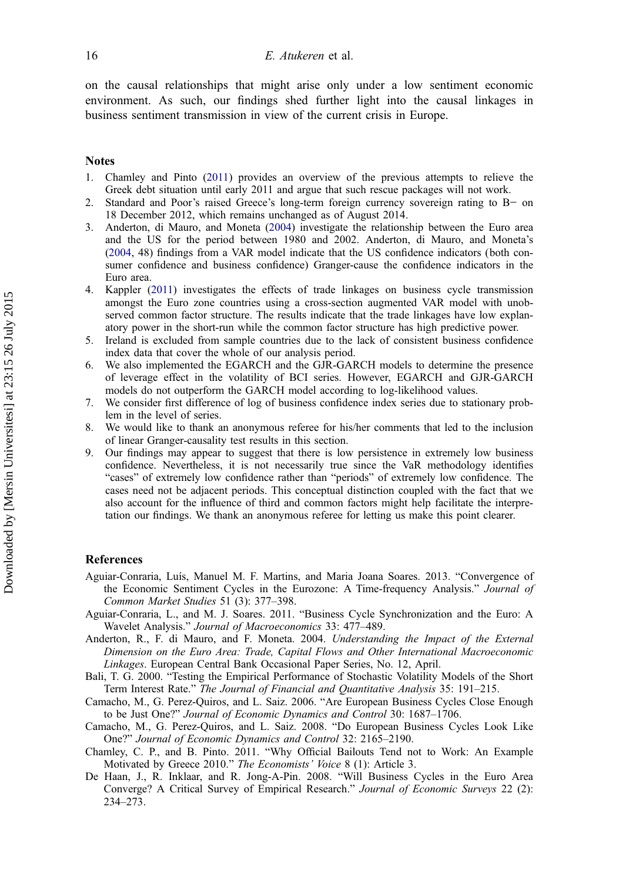on the causal relationships that might arise only under a low sentiment economic environment. As such, our findings shed further light into the causal linkages in business sentiment transmission in view of the current crisis in Europe.

## Notes

1. Chamley and Pinto (2011) provides an overview of the previous attempts to relieve the Greek debt situation until early 2011 and argue that such rescue packages will not work.
2. Standard and Poor's raised Greece's long-term foreign currency sovereign rating to B− on 18 December 2012, which remains unchanged as of August 2014.
3. Anderton, di Mauro, and Moneta (2004) investigate the relationship between the Euro area and the US for the period between 1980 and 2002. Anderton, di Mauro, and Moneta's (2004, 48) findings from a VAR model indicate that the US confidence indicators (both consumer confidence and business confidence) Granger-cause the confidence indicators in the Euro area.
4. Kappler (2011) investigates the effects of trade linkages on business cycle transmission amongst the Euro zone countries using a cross-section augmented VAR model with unobserved common factor structure. The results indicate that the trade linkages have low explanatory power in the short-run while the common factor structure has high predictive power.
5. Ireland is excluded from sample countries due to the lack of consistent business confidence index data that cover the whole of our analysis period.
6. We also implemented the EGARCH and the GJR-GARCH models to determine the presence of leverage effect in the volatility of BCI series. However, EGARCH and GJR-GARCH models do not outperform the GARCH model according to log-likelihood values.
7. We consider first difference of log of business confidence index series due to stationary problem in the level of series.
8. We would like to thank an anonymous referee for his/her comments that led to the inclusion of linear Granger-causality test results in this section.
9. Our findings may appear to suggest that there is low persistence in extremely low business confidence. Nevertheless, it is not necessarily true since the VaR methodology identifies "cases" of extremely low confidence rather than "periods" of extremely low confidence. The cases need not be adjacent periods. This conceptual distinction coupled with the fact that we also account for the influence of third and common factors might help facilitate the interpretation our findings. We thank an anonymous referee for letting us make this point clearer.

## References

Aguiar-Conraria, Luís, Manuel M. F. Martins, and Maria Joana Soares. 2013. "Convergence of the Economic Sentiment Cycles in the Eurozone: A Time-frequency Analysis." *Journal of Common Market Studies* 51 (3): 377–398.

Aguiar-Conraria, L., and M. J. Soares. 2011. "Business Cycle Synchronization and the Euro: A Wavelet Analysis." *Journal of Macroeconomics* 33: 477–489.

Anderton, R., F. di Mauro, and F. Moneta. 2004. *Understanding the Impact of the External Dimension on the Euro Area: Trade, Capital Flows and Other International Macroeconomic Linkages*. European Central Bank Occasional Paper Series, No. 12, April.

Bali, T. G. 2000. "Testing the Empirical Performance of Stochastic Volatility Models of the Short Term Interest Rate." *The Journal of Financial and Quantitative Analysis* 35: 191–215.

Camacho, M., G. Perez-Quiros, and L. Saiz. 2006. "Are European Business Cycles Close Enough to be Just One?" *Journal of Economic Dynamics and Control* 30: 1687–1706.

Camacho, M., G. Perez-Quiros, and L. Saiz. 2008. "Do European Business Cycles Look Like One?" *Journal of Economic Dynamics and Control* 32: 2165–2190.

Chamley, C. P., and B. Pinto. 2011. "Why Official Bailouts Tend not to Work: An Example Motivated by Greece 2010." *The Economists' Voice* 8 (1): Article 3.

De Haan, J., R. Inklaar, and R. Jong-A-Pin. 2008. "Will Business Cycles in the Euro Area Converge? A Critical Survey of Empirical Research." *Journal of Economic Surveys* 22 (2): 234–273.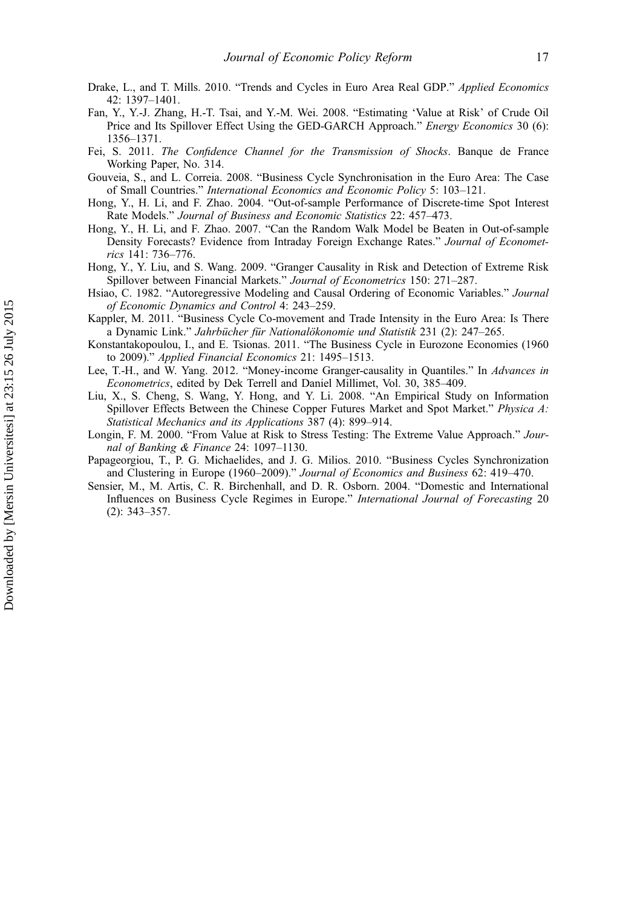Drake, L., and T. Mills. 2010. "Trends and Cycles in Euro Area Real GDP." *Applied Economics* 42: 1397–1401.

Fan, Y., Y.-J. Zhang, H.-T. Tsai, and Y.-M. Wei. 2008. "Estimating 'Value at Risk' of Crude Oil Price and Its Spillover Effect Using the GED-GARCH Approach." *Energy Economics* 30 (6): 1356–1371.

Fei, S. 2011. *The Confidence Channel for the Transmission of Shocks*. Banque de France Working Paper, No. 314.

Gouveia, S., and L. Correia. 2008. "Business Cycle Synchronisation in the Euro Area: The Case of Small Countries." *International Economics and Economic Policy* 5: 103–121.

Hong, Y., H. Li, and F. Zhao. 2004. "Out-of-sample Performance of Discrete-time Spot Interest Rate Models." *Journal of Business and Economic Statistics* 22: 457–473.

Hong, Y., H. Li, and F. Zhao. 2007. "Can the Random Walk Model be Beaten in Out-of-sample Density Forecasts? Evidence from Intraday Foreign Exchange Rates." *Journal of Econometrics* 141: 736–776.

Hong, Y., Y. Liu, and S. Wang. 2009. "Granger Causality in Risk and Detection of Extreme Risk Spillover between Financial Markets." *Journal of Econometrics* 150: 271–287.

Hsiao, C. 1982. "Autoregressive Modeling and Causal Ordering of Economic Variables." *Journal of Economic Dynamics and Control* 4: 243–259.

Kappler, M. 2011. "Business Cycle Co-movement and Trade Intensity in the Euro Area: Is There a Dynamic Link." *Jahrbücher für Nationalökonomie und Statistik* 231 (2): 247–265.

Konstantakopoulou, I., and E. Tsionas. 2011. "The Business Cycle in Eurozone Economies (1960 to 2009)." *Applied Financial Economics* 21: 1495–1513.

Lee, T.-H., and W. Yang. 2012. "Money-income Granger-causality in Quantiles." In *Advances in Econometrics*, edited by Dek Terrell and Daniel Millimet, Vol. 30, 385–409.

Liu, X., S. Cheng, S. Wang, Y. Hong, and Y. Li. 2008. "An Empirical Study on Information Spillover Effects Between the Chinese Copper Futures Market and Spot Market." *Physica A: Statistical Mechanics and its Applications* 387 (4): 899–914.

Longin, F. M. 2000. "From Value at Risk to Stress Testing: The Extreme Value Approach." *Journal of Banking & Finance* 24: 1097–1130.

Papageorgiou, T., P. G. Michaelides, and J. G. Milios. 2010. "Business Cycles Synchronization and Clustering in Europe (1960–2009)." *Journal of Economics and Business* 62: 419–470.

Sensier, M., M. Artis, C. R. Birchenhall, and D. R. Osborn. 2004. "Domestic and International Influences on Business Cycle Regimes in Europe." *International Journal of Forecasting* 20 (2): 343–357.